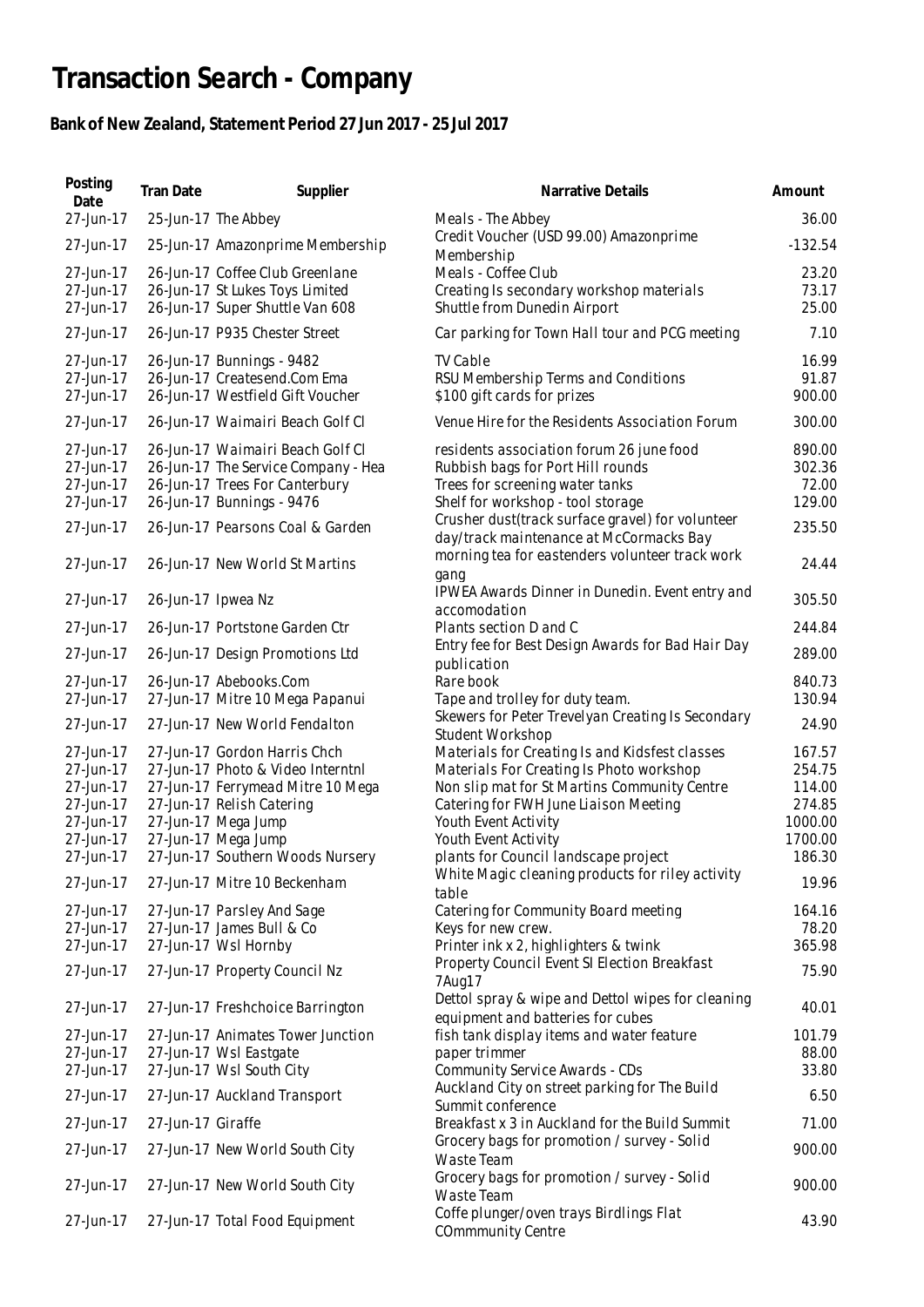# Transaction Search - Company

### Bank of New Zealand, Statement Period 27 Jun 2017 - 25 Jul 2017

| Posting Date | Tran Date | Supplier | Narrative Details | Amount |
|---|---|---|---|---|
| 27-Jun-17 | 25-Jun-17 | The Abbey | Meals - The Abbey | 36.00 |
| 27-Jun-17 | 25-Jun-17 | Amazonprime Membership | Credit Voucher (USD 99.00) Amazonprime Membership | -132.54 |
| 27-Jun-17 | 26-Jun-17 | Coffee Club Greenlane | Meals - Coffee Club | 23.20 |
| 27-Jun-17 | 26-Jun-17 | St Lukes Toys Limited | Creating Is secondary workshop materials | 73.17 |
| 27-Jun-17 | 26-Jun-17 | Super Shuttle Van 608 | Shuttle from Dunedin Airport | 25.00 |
| 27-Jun-17 | 26-Jun-17 | P935 Chester Street | Car parking for Town Hall tour and PCG meeting | 7.10 |
| 27-Jun-17 | 26-Jun-17 | Bunnings - 9482 | TV Cable | 16.99 |
| 27-Jun-17 | 26-Jun-17 | Createsend.Com Ema | RSU Membership Terms and Conditions | 91.87 |
| 27-Jun-17 | 26-Jun-17 | Westfield Gift Voucher | $100 gift cards for prizes | 900.00 |
| 27-Jun-17 | 26-Jun-17 | Waimairi Beach Golf Cl | Venue Hire for the Residents Association Forum | 300.00 |
| 27-Jun-17 | 26-Jun-17 | Waimairi Beach Golf Cl | residents association forum 26 june food | 890.00 |
| 27-Jun-17 | 26-Jun-17 | The Service Company - Hea | Rubbish bags for Port Hill rounds | 302.36 |
| 27-Jun-17 | 26-Jun-17 | Trees For Canterbury | Trees for screening water tanks | 72.00 |
| 27-Jun-17 | 26-Jun-17 | Bunnings - 9476 | Shelf for workshop - tool storage | 129.00 |
| 27-Jun-17 | 26-Jun-17 | Pearsons Coal & Garden | Crusher dust(track surface gravel) for volunteer day/track maintenance at McCormacks Bay | 235.50 |
| 27-Jun-17 | 26-Jun-17 | New World St Martins | morning tea for eastenders volunteer track work gang | 24.44 |
| 27-Jun-17 | 26-Jun-17 | Ipwea Nz | IPWEA Awards Dinner in Dunedin. Event entry and accomodation | 305.50 |
| 27-Jun-17 | 26-Jun-17 | Portstone Garden Ctr | Plants section D and C | 244.84 |
| 27-Jun-17 | 26-Jun-17 | Design Promotions Ltd | Entry fee for Best Design Awards for Bad Hair Day publication | 289.00 |
| 27-Jun-17 | 26-Jun-17 | Abebooks.Com | Rare book | 840.73 |
| 27-Jun-17 | 27-Jun-17 | Mitre 10 Mega Papanui | Tape and trolley for duty team. | 130.94 |
| 27-Jun-17 | 27-Jun-17 | New World Fendalton | Skewers for Peter Trevelyan Creating Is Secondary Student Workshop | 24.90 |
| 27-Jun-17 | 27-Jun-17 | Gordon Harris Chch | Materials for Creating Is and Kidsfest classes | 167.57 |
| 27-Jun-17 | 27-Jun-17 | Photo & Video Interntnl | Materials For Creating Is Photo workshop | 254.75 |
| 27-Jun-17 | 27-Jun-17 | Ferrymead Mitre 10 Mega | Non slip mat for St Martins Community Centre | 114.00 |
| 27-Jun-17 | 27-Jun-17 | Relish Catering | Catering for FWH June Liaison Meeting | 274.85 |
| 27-Jun-17 | 27-Jun-17 | Mega Jump | Youth Event Activity | 1000.00 |
| 27-Jun-17 | 27-Jun-17 | Mega Jump | Youth Event Activity | 1700.00 |
| 27-Jun-17 | 27-Jun-17 | Southern Woods Nursery | plants for Council landscape project | 186.30 |
| 27-Jun-17 | 27-Jun-17 | Mitre 10 Beckenham | White Magic cleaning products for riley activity table | 19.96 |
| 27-Jun-17 | 27-Jun-17 | Parsley And Sage | Catering for Community Board meeting | 164.16 |
| 27-Jun-17 | 27-Jun-17 | James Bull & Co | Keys for new crew. | 78.20 |
| 27-Jun-17 | 27-Jun-17 | Wsl Hornby | Printer ink x 2, highlighters & twink | 365.98 |
| 27-Jun-17 | 27-Jun-17 | Property Council Nz | Property Council Event SI Election Breakfast 7Aug17 | 75.90 |
| 27-Jun-17 | 27-Jun-17 | Freshchoice Barrington | Dettol spray & wipe and Dettol wipes for cleaning equipment and batteries for cubes | 40.01 |
| 27-Jun-17 | 27-Jun-17 | Animates Tower Junction | fish tank display items and water feature | 101.79 |
| 27-Jun-17 | 27-Jun-17 | Wsl Eastgate | paper trimmer | 88.00 |
| 27-Jun-17 | 27-Jun-17 | Wsl South City | Community Service Awards - CDs | 33.80 |
| 27-Jun-17 | 27-Jun-17 | Auckland Transport | Auckland City on street parking for The Build Summit conference | 6.50 |
| 27-Jun-17 | 27-Jun-17 | Giraffe | Breakfast x 3 in Auckland for the Build Summit | 71.00 |
| 27-Jun-17 | 27-Jun-17 | New World South City | Grocery bags for promotion / survey - Solid Waste Team | 900.00 |
| 27-Jun-17 | 27-Jun-17 | New World South City | Grocery bags for promotion / survey - Solid Waste Team | 900.00 |
| 27-Jun-17 | 27-Jun-17 | Total Food Equipment | Coffe plunger/oven trays Birdlings Flat COmmmunity Centre | 43.90 |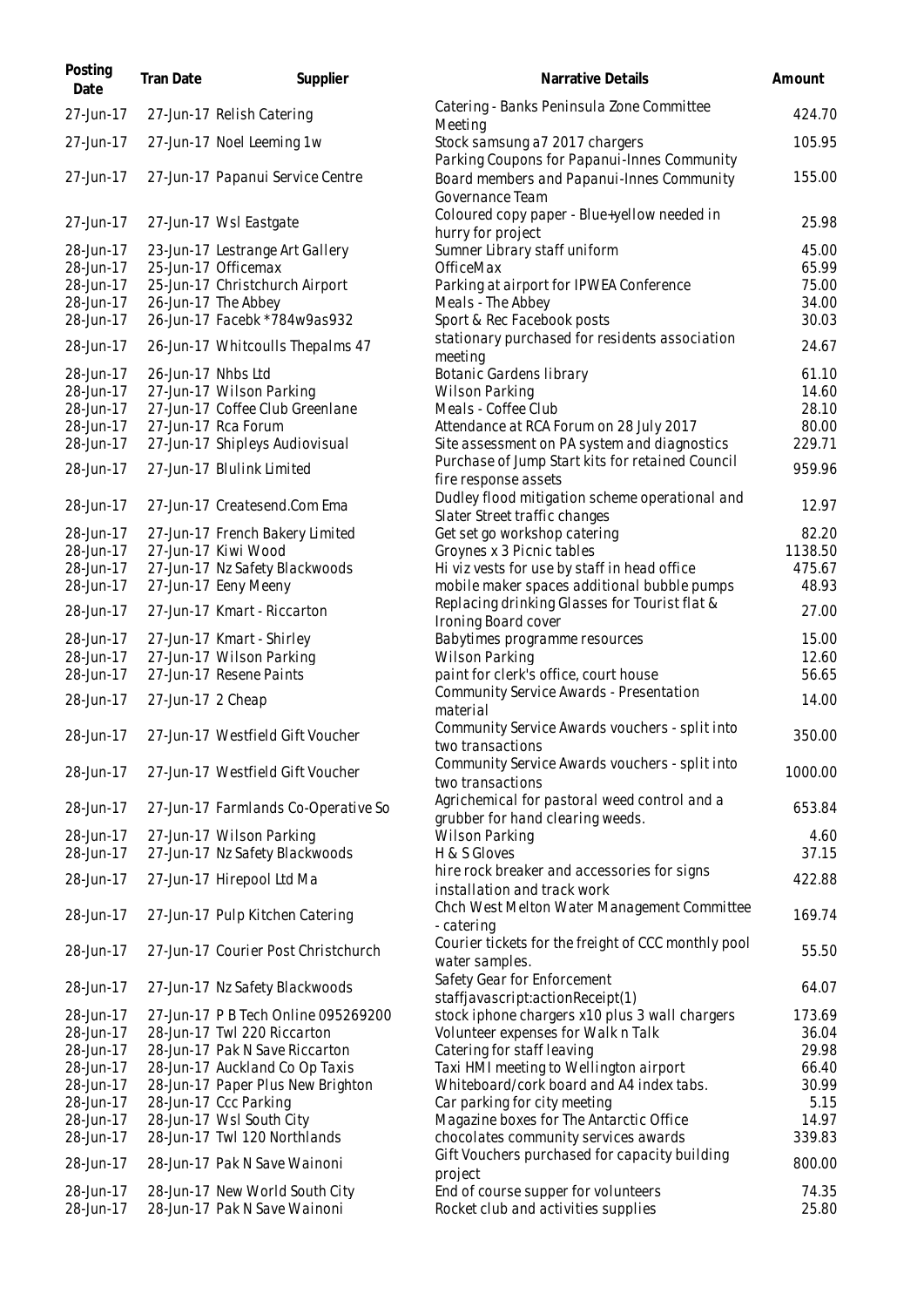| Posting Date | Tran Date | Supplier | Narrative Details | Amount |
|---|---|---|---|---|
| 27-Jun-17 | 27-Jun-17 | Relish Catering | Catering - Banks Peninsula Zone Committee Meeting | 424.70 |
| 27-Jun-17 | 27-Jun-17 | Noel Leeming 1w | Stock samsung a7 2017 chargers | 105.95 |
| 27-Jun-17 | 27-Jun-17 | Papanui Service Centre | Parking Coupons for Papanui-Innes Community Board members and Papanui-Innes Community Governance Team | 155.00 |
| 27-Jun-17 | 27-Jun-17 | Wsl Eastgate | Coloured copy paper - Blue+yellow needed in hurry for project | 25.98 |
| 28-Jun-17 | 23-Jun-17 | Lestrange Art Gallery | Sumner Library staff uniform | 45.00 |
| 28-Jun-17 | 25-Jun-17 | Officemax | OfficeMax | 65.99 |
| 28-Jun-17 | 25-Jun-17 | Christchurch Airport | Parking at airport for IPWEA Conference | 75.00 |
| 28-Jun-17 | 26-Jun-17 | The Abbey | Meals - The Abbey | 34.00 |
| 28-Jun-17 | 26-Jun-17 | Facebk *784w9as932 | Sport & Rec Facebook posts | 30.03 |
| 28-Jun-17 | 26-Jun-17 | Whitcoulls Thepalms 47 | stationary purchased for residents association meeting | 24.67 |
| 28-Jun-17 | 26-Jun-17 | Nhbs Ltd | Botanic Gardens library | 61.10 |
| 28-Jun-17 | 27-Jun-17 | Wilson Parking | Wilson Parking | 14.60 |
| 28-Jun-17 | 27-Jun-17 | Coffee Club Greenlane | Meals - Coffee Club | 28.10 |
| 28-Jun-17 | 27-Jun-17 | Rca Forum | Attendance at RCA Forum on 28 July 2017 | 80.00 |
| 28-Jun-17 | 27-Jun-17 | Shipleys Audiovisual | Site assessment on PA system and diagnostics | 229.71 |
| 28-Jun-17 | 27-Jun-17 | Blulink Limited | Purchase of Jump Start kits for retained Council fire response assets | 959.96 |
| 28-Jun-17 | 27-Jun-17 | Createsend.Com Ema | Dudley flood mitigation scheme operational and Slater Street traffic changes | 12.97 |
| 28-Jun-17 | 27-Jun-17 | French Bakery Limited | Get set go workshop catering | 82.20 |
| 28-Jun-17 | 27-Jun-17 | Kiwi Wood | Groynes x 3 Picnic tables | 1138.50 |
| 28-Jun-17 | 27-Jun-17 | Nz Safety Blackwoods | Hi viz vests for use by staff in head office | 475.67 |
| 28-Jun-17 | 27-Jun-17 | Eeny Meeny | mobile maker spaces additional bubble pumps | 48.93 |
| 28-Jun-17 | 27-Jun-17 | Kmart - Riccarton | Replacing drinking Glasses for Tourist flat & Ironing Board cover | 27.00 |
| 28-Jun-17 | 27-Jun-17 | Kmart - Shirley | Babytimes programme resources | 15.00 |
| 28-Jun-17 | 27-Jun-17 | Wilson Parking | Wilson Parking | 12.60 |
| 28-Jun-17 | 27-Jun-17 | Resene Paints | paint for clerk's office, court house | 56.65 |
| 28-Jun-17 | 27-Jun-17 | 2 Cheap | Community Service Awards - Presentation material | 14.00 |
| 28-Jun-17 | 27-Jun-17 | Westfield Gift Voucher | Community Service Awards vouchers - split into two transactions | 350.00 |
| 28-Jun-17 | 27-Jun-17 | Westfield Gift Voucher | Community Service Awards vouchers - split into two transactions | 1000.00 |
| 28-Jun-17 | 27-Jun-17 | Farmlands Co-Operative So | Agrichemical for pastoral weed control and a grubber for hand clearing weeds. | 653.84 |
| 28-Jun-17 | 27-Jun-17 | Wilson Parking | Wilson Parking | 4.60 |
| 28-Jun-17 | 27-Jun-17 | Nz Safety Blackwoods | H & S Gloves | 37.15 |
| 28-Jun-17 | 27-Jun-17 | Hirepool Ltd Ma | hire rock breaker and accessories for signs installation and track work | 422.88 |
| 28-Jun-17 | 27-Jun-17 | Pulp Kitchen Catering | Chch West Melton Water Management Committee - catering | 169.74 |
| 28-Jun-17 | 27-Jun-17 | Courier Post Christchurch | Courier tickets for the freight of CCC monthly pool water samples. | 55.50 |
| 28-Jun-17 | 27-Jun-17 | Nz Safety Blackwoods | Safety Gear for Enforcement staffjavascript:actionReceipt(1) | 64.07 |
| 28-Jun-17 | 27-Jun-17 | P B Tech Online 095269200 | stock iphone chargers x10 plus 3 wall chargers | 173.69 |
| 28-Jun-17 | 28-Jun-17 | Twl 220 Riccarton | Volunteer expenses for Walk n Talk | 36.04 |
| 28-Jun-17 | 28-Jun-17 | Pak N Save Riccarton | Catering for staff leaving | 29.98 |
| 28-Jun-17 | 28-Jun-17 | Auckland Co Op Taxis | Taxi HMI meeting to Wellington airport | 66.40 |
| 28-Jun-17 | 28-Jun-17 | Paper Plus New Brighton | Whiteboard/cork board and A4 index tabs. | 30.99 |
| 28-Jun-17 | 28-Jun-17 | Ccc Parking | Car parking for city meeting | 5.15 |
| 28-Jun-17 | 28-Jun-17 | Wsl South City | Magazine boxes for The Antarctic Office | 14.97 |
| 28-Jun-17 | 28-Jun-17 | Twl 120 Northlands | chocolates community services awards | 339.83 |
| 28-Jun-17 | 28-Jun-17 | Pak N Save Wainoni | Gift Vouchers purchased for capacity building project | 800.00 |
| 28-Jun-17 | 28-Jun-17 | New World South City | End of course supper for volunteers | 74.35 |
| 28-Jun-17 | 28-Jun-17 | Pak N Save Wainoni | Rocket club and activities supplies | 25.80 |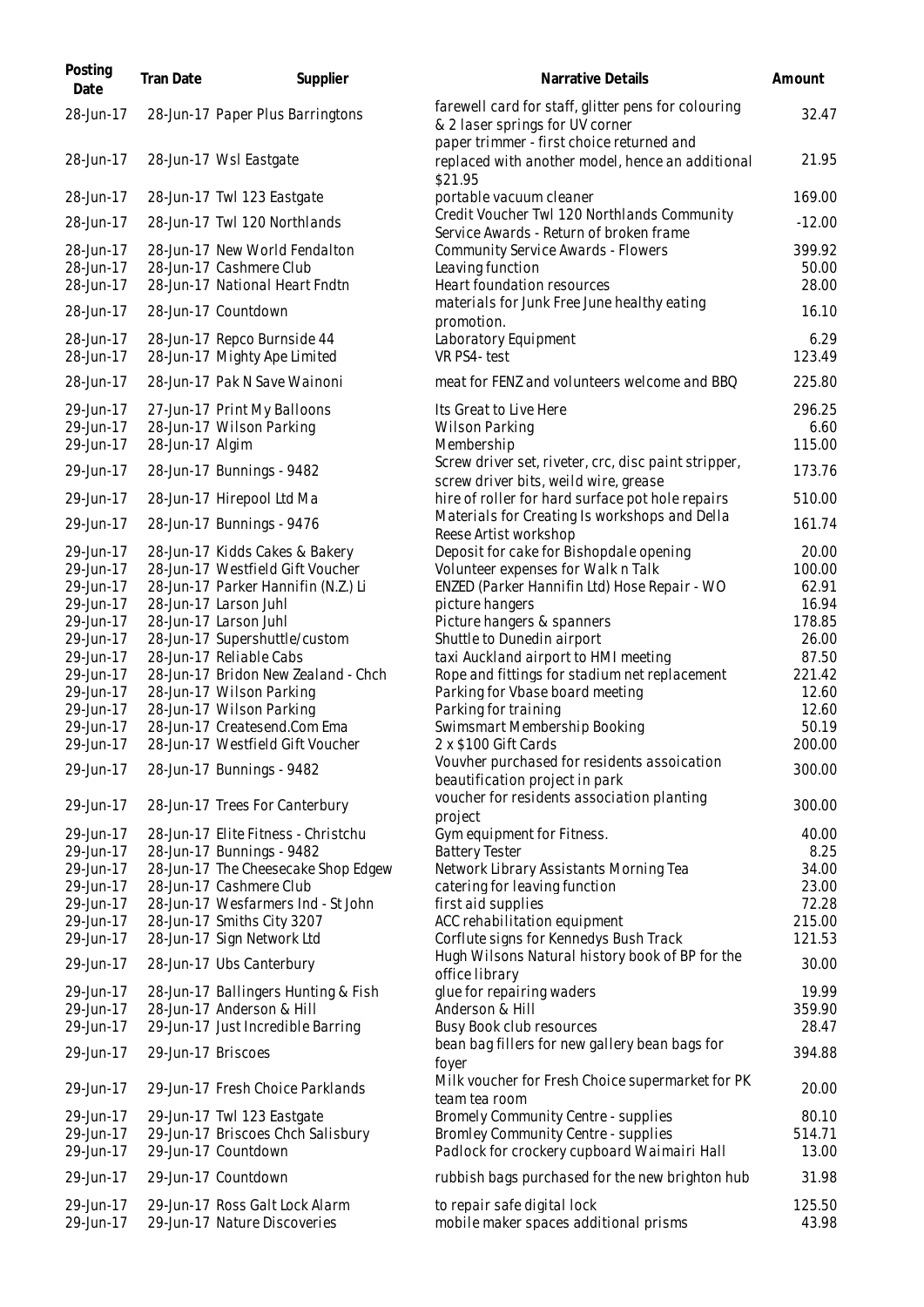| Posting Date | Tran Date | Supplier | Narrative Details | Amount |
|---|---|---|---|---|
| 28-Jun-17 | 28-Jun-17 | Paper Plus Barringtons | farewell card for staff, glitter pens for colouring & 2 laser springs for UV corner | 32.47 |
| 28-Jun-17 | 28-Jun-17 | Wsl Eastgate | paper trimmer - first choice returned and replaced with another model, hence an additional $21.95 | 21.95 |
| 28-Jun-17 | 28-Jun-17 | Twl 123 Eastgate | portable vacuum cleaner | 169.00 |
| 28-Jun-17 | 28-Jun-17 | Twl 120 Northlands | Credit Voucher Twl 120 Northlands Community Service Awards - Return of broken frame | -12.00 |
| 28-Jun-17 | 28-Jun-17 | New World Fendalton | Community Service Awards - Flowers | 399.92 |
| 28-Jun-17 | 28-Jun-17 | Cashmere Club | Leaving function | 50.00 |
| 28-Jun-17 | 28-Jun-17 | National Heart Fndtn | Heart foundation resources | 28.00 |
| 28-Jun-17 | 28-Jun-17 | Countdown | materials for Junk Free June healthy eating promotion. | 16.10 |
| 28-Jun-17 | 28-Jun-17 | Repco Burnside 44 | Laboratory Equipment | 6.29 |
| 28-Jun-17 | 28-Jun-17 | Mighty Ape Limited | VR PS4- test | 123.49 |
| 28-Jun-17 | 28-Jun-17 | Pak N Save Wainoni | meat for FENZ and volunteers welcome and BBQ | 225.80 |
| 29-Jun-17 | 27-Jun-17 | Print My Balloons | Its Great to Live Here | 296.25 |
| 29-Jun-17 | 28-Jun-17 | Wilson Parking | Wilson Parking | 6.60 |
| 29-Jun-17 | 28-Jun-17 | Algim | Membership | 115.00 |
| 29-Jun-17 | 28-Jun-17 | Bunnings - 9482 | Screw driver set, riveter, crc, disc paint stripper, screw driver bits, weild wire, grease | 173.76 |
| 29-Jun-17 | 28-Jun-17 | Hirepool Ltd Ma | hire of roller for hard surface pot hole repairs | 510.00 |
| 29-Jun-17 | 28-Jun-17 | Bunnings - 9476 | Materials for Creating Is workshops and Della Reese Artist workshop | 161.74 |
| 29-Jun-17 | 28-Jun-17 | Kidds Cakes & Bakery | Deposit for cake for Bishopdale opening | 20.00 |
| 29-Jun-17 | 28-Jun-17 | Westfield Gift Voucher | Volunteer expenses for Walk n Talk | 100.00 |
| 29-Jun-17 | 28-Jun-17 | Parker Hannifin (N.Z.) Li | ENZED (Parker Hannifin Ltd) Hose Repair - WO | 62.91 |
| 29-Jun-17 | 28-Jun-17 | Larson Juhl | picture hangers | 16.94 |
| 29-Jun-17 | 28-Jun-17 | Larson Juhl | Picture hangers & spanners | 178.85 |
| 29-Jun-17 | 28-Jun-17 | Supershuttle/custom | Shuttle to Dunedin airport | 26.00 |
| 29-Jun-17 | 28-Jun-17 | Reliable Cabs | taxi Auckland airport to HMI meeting | 87.50 |
| 29-Jun-17 | 28-Jun-17 | Bridon New Zealand - Chch | Rope and fittings for stadium net replacement | 221.42 |
| 29-Jun-17 | 28-Jun-17 | Wilson Parking | Parking for Vbase board meeting | 12.60 |
| 29-Jun-17 | 28-Jun-17 | Wilson Parking | Parking for training | 12.60 |
| 29-Jun-17 | 28-Jun-17 | Createsend.Com Ema | Swimsmart Membership Booking | 50.19 |
| 29-Jun-17 | 28-Jun-17 | Westfield Gift Voucher | 2 x $100 Gift Cards | 200.00 |
| 29-Jun-17 | 28-Jun-17 | Bunnings - 9482 | Vouvher purchased for residents assoication beautification project in park | 300.00 |
| 29-Jun-17 | 28-Jun-17 | Trees For Canterbury | voucher for residents association planting project | 300.00 |
| 29-Jun-17 | 28-Jun-17 | Elite Fitness - Christchu | Gym equipment for Fitness. | 40.00 |
| 29-Jun-17 | 28-Jun-17 | Bunnings - 9482 | Battery Tester | 8.25 |
| 29-Jun-17 | 28-Jun-17 | The Cheesecake Shop Edgew | Network Library Assistants Morning Tea | 34.00 |
| 29-Jun-17 | 28-Jun-17 | Cashmere Club | catering for leaving function | 23.00 |
| 29-Jun-17 | 28-Jun-17 | Wesfarmers Ind - St John | first aid supplies | 72.28 |
| 29-Jun-17 | 28-Jun-17 | Smiths City 3207 | ACC rehabilitation equipment | 215.00 |
| 29-Jun-17 | 28-Jun-17 | Sign Network Ltd | Corflute signs for Kennedys Bush Track | 121.53 |
| 29-Jun-17 | 28-Jun-17 | Ubs Canterbury | Hugh Wilsons Natural history book of BP for the office library | 30.00 |
| 29-Jun-17 | 28-Jun-17 | Ballingers Hunting & Fish | glue for repairing waders | 19.99 |
| 29-Jun-17 | 28-Jun-17 | Anderson & Hill | Anderson & Hill | 359.90 |
| 29-Jun-17 | 29-Jun-17 | Just Incredible Barring | Busy Book club resources | 28.47 |
| 29-Jun-17 | 29-Jun-17 | Briscoes | bean bag fillers for new gallery bean bags for foyer | 394.88 |
| 29-Jun-17 | 29-Jun-17 | Fresh Choice Parklands | Milk voucher for Fresh Choice supermarket for PK team tea room | 20.00 |
| 29-Jun-17 | 29-Jun-17 | Twl 123 Eastgate | Bromely Community Centre - supplies | 80.10 |
| 29-Jun-17 | 29-Jun-17 | Briscoes Chch Salisbury | Bromley Community Centre - supplies | 514.71 |
| 29-Jun-17 | 29-Jun-17 | Countdown | Padlock for crockery cupboard Waimairi Hall | 13.00 |
| 29-Jun-17 | 29-Jun-17 | Countdown | rubbish bags purchased for the new brighton hub | 31.98 |
| 29-Jun-17 | 29-Jun-17 | Ross Galt Lock Alarm | to repair safe digital lock | 125.50 |
| 29-Jun-17 | 29-Jun-17 | Nature Discoveries | mobile maker spaces additional prisms | 43.98 |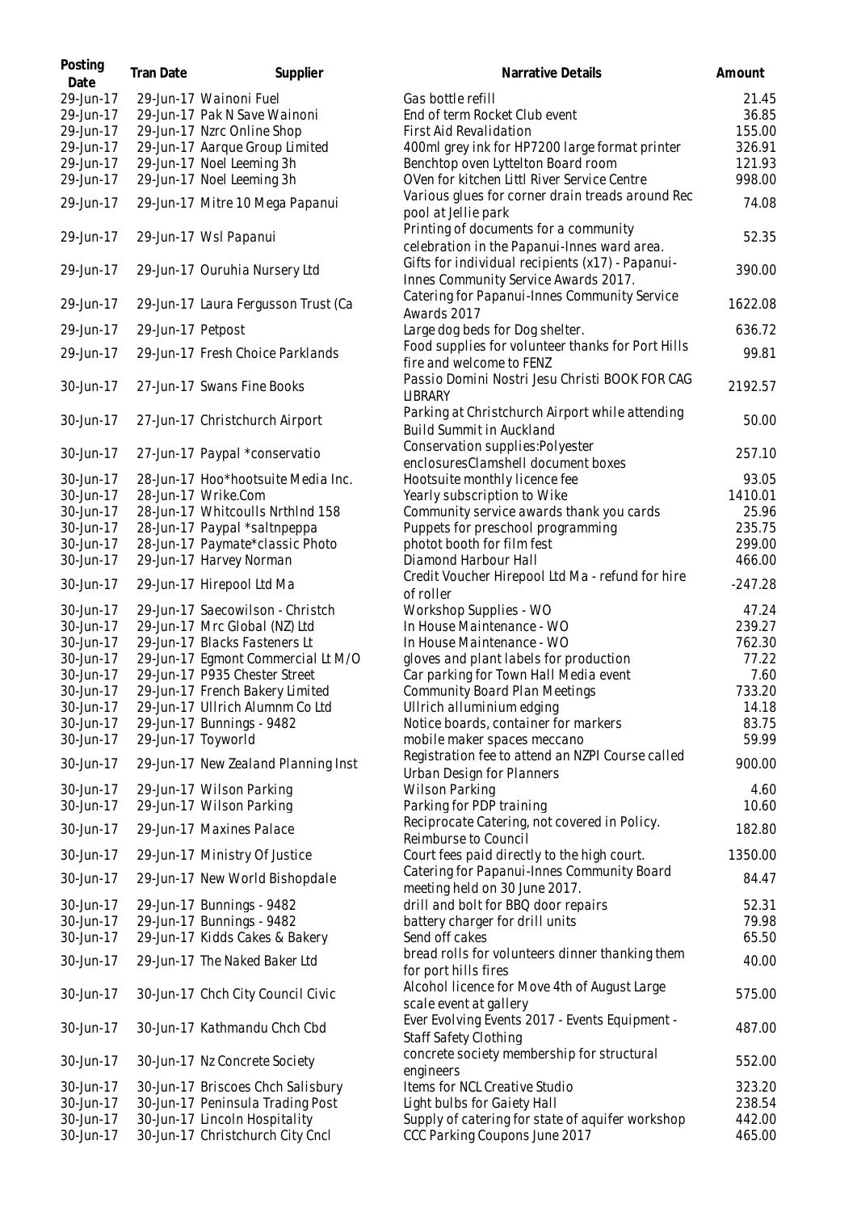| Posting Date | Tran Date | Supplier | Narrative Details | Amount |
| --- | --- | --- | --- | --- |
| 29-Jun-17 | 29-Jun-17 | Wainoni Fuel | Gas bottle refill | 21.45 |
| 29-Jun-17 | 29-Jun-17 | Pak N Save Wainoni | End of term Rocket Club event | 36.85 |
| 29-Jun-17 | 29-Jun-17 | Nzrc Online Shop | First Aid Revalidation | 155.00 |
| 29-Jun-17 | 29-Jun-17 | Aarque Group Limited | 400ml grey ink for HP7200 large format printer | 326.91 |
| 29-Jun-17 | 29-Jun-17 | Noel Leeming 3h | Benchtop oven Lyttelton Board room | 121.93 |
| 29-Jun-17 | 29-Jun-17 | Noel Leeming 3h | OVen for kitchen Littl River Service Centre | 998.00 |
| 29-Jun-17 | 29-Jun-17 | Mitre 10 Mega Papanui | Various glues for corner drain treads around Rec pool at Jellie park | 74.08 |
| 29-Jun-17 | 29-Jun-17 | Wsl Papanui | Printing of documents for a community celebration in the Papanui-Innes ward area. | 52.35 |
| 29-Jun-17 | 29-Jun-17 | Ouruhia Nursery Ltd | Gifts for individual recipients (x17) - Papanui-Innes Community Service Awards 2017. | 390.00 |
| 29-Jun-17 | 29-Jun-17 | Laura Fergusson Trust (Ca | Catering for Papanui-Innes Community Service Awards 2017 | 1622.08 |
| 29-Jun-17 | 29-Jun-17 | Petpost | Large dog beds for Dog shelter. | 636.72 |
| 29-Jun-17 | 29-Jun-17 | Fresh Choice Parklands | Food supplies for volunteer thanks for Port Hills fire and welcome to FENZ | 99.81 |
| 30-Jun-17 | 27-Jun-17 | Swans Fine Books | Passio Domini Nostri Jesu Christi BOOK FOR CAG LIBRARY | 2192.57 |
| 30-Jun-17 | 27-Jun-17 | Christchurch Airport | Parking at Christchurch Airport while attending Build Summit in Auckland | 50.00 |
| 30-Jun-17 | 27-Jun-17 | Paypal *conservatio | Conservation supplies:Polyester enclosuresClamshell document boxes | 257.10 |
| 30-Jun-17 | 28-Jun-17 | Hoo*hootsuite Media Inc. | Hootsuite monthly licence fee | 93.05 |
| 30-Jun-17 | 28-Jun-17 | Wrike.Com | Yearly subscription to Wike | 1410.01 |
| 30-Jun-17 | 28-Jun-17 | Whitcoulls Nrthlnd 158 | Community service awards thank you cards | 25.96 |
| 30-Jun-17 | 28-Jun-17 | Paypal *saltnpeppa | Puppets for preschool programming | 235.75 |
| 30-Jun-17 | 28-Jun-17 | Paymate*classic Photo | phototo booth for film fest | 299.00 |
| 30-Jun-17 | 29-Jun-17 | Harvey Norman | Diamond Harbour Hall | 466.00 |
| 30-Jun-17 | 29-Jun-17 | Hirepool Ltd Ma | Credit Voucher Hirepool Ltd Ma - refund for hire of roller | -247.28 |
| 30-Jun-17 | 29-Jun-17 | Saecowilson - Christch | Workshop Supplies - WO | 47.24 |
| 30-Jun-17 | 29-Jun-17 | Mrc Global (NZ) Ltd | In House Maintenance - WO | 239.27 |
| 30-Jun-17 | 29-Jun-17 | Blacks Fasteners Lt | In House Maintenance - WO | 762.30 |
| 30-Jun-17 | 29-Jun-17 | Egmont Commercial Lt M/O | gloves and plant labels for production | 77.22 |
| 30-Jun-17 | 29-Jun-17 | P935 Chester Street | Car parking for Town Hall Media event | 7.60 |
| 30-Jun-17 | 29-Jun-17 | French Bakery Limited | Community Board Plan Meetings | 733.20 |
| 30-Jun-17 | 29-Jun-17 | Ullrich Alumnm Co Ltd | Ullrich alluminium edging | 14.18 |
| 30-Jun-17 | 29-Jun-17 | Bunnings - 9482 | Notice boards, container for markers | 83.75 |
| 30-Jun-17 | 29-Jun-17 | Toyworld | mobile maker spaces meccano | 59.99 |
| 30-Jun-17 | 29-Jun-17 | New Zealand Planning Inst | Registration fee to attend an NZPI Course called Urban Design for Planners | 900.00 |
| 30-Jun-17 | 29-Jun-17 | Wilson Parking | Wilson Parking | 4.60 |
| 30-Jun-17 | 29-Jun-17 | Wilson Parking | Parking for PDP training | 10.60 |
| 30-Jun-17 | 29-Jun-17 | Maxines Palace | Reciprocate Catering, not covered in Policy. Reimburse to Council | 182.80 |
| 30-Jun-17 | 29-Jun-17 | Ministry Of Justice | Court fees paid directly to the high court. | 1350.00 |
| 30-Jun-17 | 29-Jun-17 | New World Bishopdale | Catering for Papanui-Innes Community Board meeting held on 30 June 2017. | 84.47 |
| 30-Jun-17 | 29-Jun-17 | Bunnings - 9482 | drill and bolt for BBQ door repairs | 52.31 |
| 30-Jun-17 | 29-Jun-17 | Bunnings - 9482 | battery charger for drill units | 79.98 |
| 30-Jun-17 | 29-Jun-17 | Kidds Cakes & Bakery | Send off cakes | 65.50 |
| 30-Jun-17 | 29-Jun-17 | The Naked Baker Ltd | bread rolls for volunteers dinner thanking them for port hills fires | 40.00 |
| 30-Jun-17 | 30-Jun-17 | Chch City Council Civic | Alcohol licence for Move 4th of August Large scale event at gallery | 575.00 |
| 30-Jun-17 | 30-Jun-17 | Kathmandu Chch Cbd | Ever Evolving Events 2017 - Events Equipment - Staff Safety Clothing | 487.00 |
| 30-Jun-17 | 30-Jun-17 | Nz Concrete Society | concrete society membership for structural engineers | 552.00 |
| 30-Jun-17 | 30-Jun-17 | Briscoes Chch Salisbury | Items for NCL Creative Studio | 323.20 |
| 30-Jun-17 | 30-Jun-17 | Peninsula Trading Post | Light bulbs for Gaiety Hall | 238.54 |
| 30-Jun-17 | 30-Jun-17 | Lincoln Hospitality | Supply of catering for state of aquifer workshop | 442.00 |
| 30-Jun-17 | 30-Jun-17 | Christchurch City Cncl | CCC Parking Coupons June 2017 | 465.00 |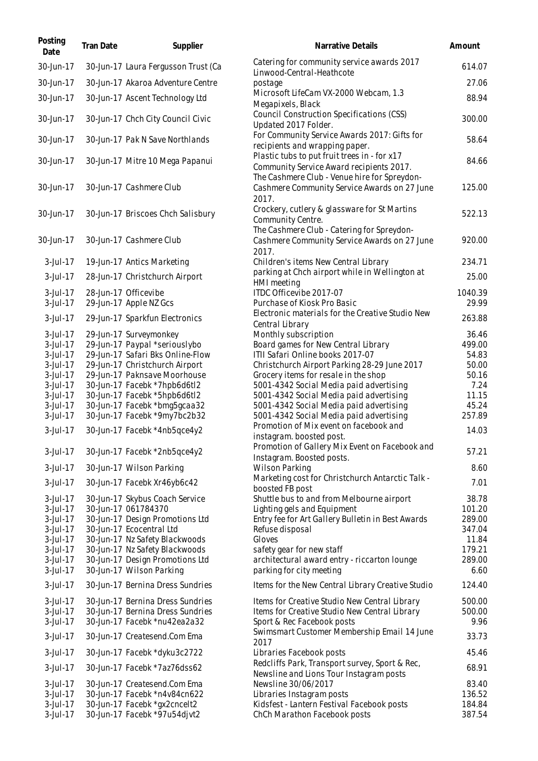| Posting Date | Tran Date | Supplier | Narrative Details | Amount |
| --- | --- | --- | --- | --- |
| 30-Jun-17 | 30-Jun-17 | Laura Fergusson Trust (Ca | Catering for community service awards 2017 Linwood-Central-Heathcote | 614.07 |
| 30-Jun-17 | 30-Jun-17 | Akaroa Adventure Centre | postage | 27.06 |
| 30-Jun-17 | 30-Jun-17 | Ascent Technology Ltd | Microsoft LifeCam VX-2000 Webcam, 1.3 Megapixels, Black | 88.94 |
| 30-Jun-17 | 30-Jun-17 | Chch City Council Civic | Council Construction Specifications (CSS) Updated 2017 Folder. | 300.00 |
| 30-Jun-17 | 30-Jun-17 | Pak N Save Northlands | For Community Service Awards 2017: Gifts for recipients and wrapping paper. | 58.64 |
| 30-Jun-17 | 30-Jun-17 | Mitre 10 Mega Papanui | Plastic tubs to put fruit trees in - for x17 Community Service Award recipients 2017. | 84.66 |
| 30-Jun-17 | 30-Jun-17 | Cashmere Club | The Cashmere Club - Venue hire for Spreydon-Cashmere Community Service Awards on 27 June 2017. | 125.00 |
| 30-Jun-17 | 30-Jun-17 | Briscoes Chch Salisbury | Crockery, cutlery & glassware for St Martins Community Centre. | 522.13 |
| 30-Jun-17 | 30-Jun-17 | Cashmere Club | The Cashmere Club - Catering for Spreydon-Cashmere Community Service Awards on 27 June 2017. | 920.00 |
| 3-Jul-17 | 19-Jun-17 | Antics Marketing | Children's items New Central Library | 234.71 |
| 3-Jul-17 | 28-Jun-17 | Christchurch Airport | parking at Chch airport while in Wellington at HMI meeting | 25.00 |
| 3-Jul-17 | 28-Jun-17 | Officevibe | ITDC Officevibe 2017-07 | 1040.39 |
| 3-Jul-17 | 29-Jun-17 | Apple NZ Gcs | Purchase of Kiosk Pro Basic | 29.99 |
| 3-Jul-17 | 29-Jun-17 | Sparkfun Electronics | Electronic materials for the Creative Studio New Central Library | 263.88 |
| 3-Jul-17 | 29-Jun-17 | Surveymonkey | Monthly subscription | 36.46 |
| 3-Jul-17 | 29-Jun-17 | Paypal *seriouslybo | Board games for New Central Library | 499.00 |
| 3-Jul-17 | 29-Jun-17 | Safari Bks Online-Flow | ITII Safari Online books 2017-07 | 54.83 |
| 3-Jul-17 | 29-Jun-17 | Christchurch Airport | Christchurch Airport Parking 28-29 June 2017 | 50.00 |
| 3-Jul-17 | 29-Jun-17 | Paknsave Moorhouse | Grocery items for resale in the shop | 50.16 |
| 3-Jul-17 | 30-Jun-17 | Facebk *7hpb6d6tl2 | 5001-4342 Social Media paid advertising | 7.24 |
| 3-Jul-17 | 30-Jun-17 | Facebk *5hpb6d6tl2 | 5001-4342 Social Media paid advertising | 11.15 |
| 3-Jul-17 | 30-Jun-17 | Facebk *bmg5gcaa32 | 5001-4342 Social Media paid advertising | 45.24 |
| 3-Jul-17 | 30-Jun-17 | Facebk *9my7bc2b32 | 5001-4342 Social Media paid advertising | 257.89 |
| 3-Jul-17 | 30-Jun-17 | Facebk *4nb5qce4y2 | Promotion of Mix event on facebook and instagram. boosted post. | 14.03 |
| 3-Jul-17 | 30-Jun-17 | Facebk *2nb5qce4y2 | Promotion of Gallery Mix Event on Facebook and Instagram. Boosted posts. | 57.21 |
| 3-Jul-17 | 30-Jun-17 | Wilson Parking | Wilson Parking | 8.60 |
| 3-Jul-17 | 30-Jun-17 | Facebk Xr46yb6c42 | Marketing cost for Christchurch Antarctic Talk - boosted FB post | 7.01 |
| 3-Jul-17 | 30-Jun-17 | Skybus Coach Service | Shuttle bus to and from Melbourne airport | 38.78 |
| 3-Jul-17 | 30-Jun-17 | 061784370 | Lighting gels and Equipment | 101.20 |
| 3-Jul-17 | 30-Jun-17 | Design Promotions Ltd | Entry fee for Art Gallery Bulletin in Best Awards | 289.00 |
| 3-Jul-17 | 30-Jun-17 | Ecocentral Ltd | Refuse disposal | 347.04 |
| 3-Jul-17 | 30-Jun-17 | Nz Safety Blackwoods | Gloves | 11.84 |
| 3-Jul-17 | 30-Jun-17 | Nz Safety Blackwoods | safety gear for new staff | 179.21 |
| 3-Jul-17 | 30-Jun-17 | Design Promotions Ltd | architectural award entry - riccarton lounge | 289.00 |
| 3-Jul-17 | 30-Jun-17 | Wilson Parking | parking for city meeting | 6.60 |
| 3-Jul-17 | 30-Jun-17 | Bernina Dress Sundries | Items for the New Central Library Creative Studio | 124.40 |
| 3-Jul-17 | 30-Jun-17 | Bernina Dress Sundries | Items for Creative Studio New Central Library | 500.00 |
| 3-Jul-17 | 30-Jun-17 | Bernina Dress Sundries | Items for Creative Studio New Central Library | 500.00 |
| 3-Jul-17 | 30-Jun-17 | Facebk *nu42ea2a32 | Sport & Rec Facebook posts | 9.96 |
| 3-Jul-17 | 30-Jun-17 | Createsend.Com Ema | Swimsmart Customer Membership Email 14 June 2017 | 33.73 |
| 3-Jul-17 | 30-Jun-17 | Facebk *dyku3c2722 | Libraries Facebook posts | 45.46 |
| 3-Jul-17 | 30-Jun-17 | Facebk *7az76dss62 | Redcliffs Park, Transport survey, Sport & Rec, Newsline and Lions Tour Instagram posts | 68.91 |
| 3-Jul-17 | 30-Jun-17 | Createsend.Com Ema | Newsline 30/06/2017 | 83.40 |
| 3-Jul-17 | 30-Jun-17 | Facebk *n4v84cn622 | Libraries Instagram posts | 136.52 |
| 3-Jul-17 | 30-Jun-17 | Facebk *gx2cncelt2 | Kidsfest - Lantern Festival Facebook posts | 184.84 |
| 3-Jul-17 | 30-Jun-17 | Facebk *97u54djvt2 | ChCh Marathon Facebook posts | 387.54 |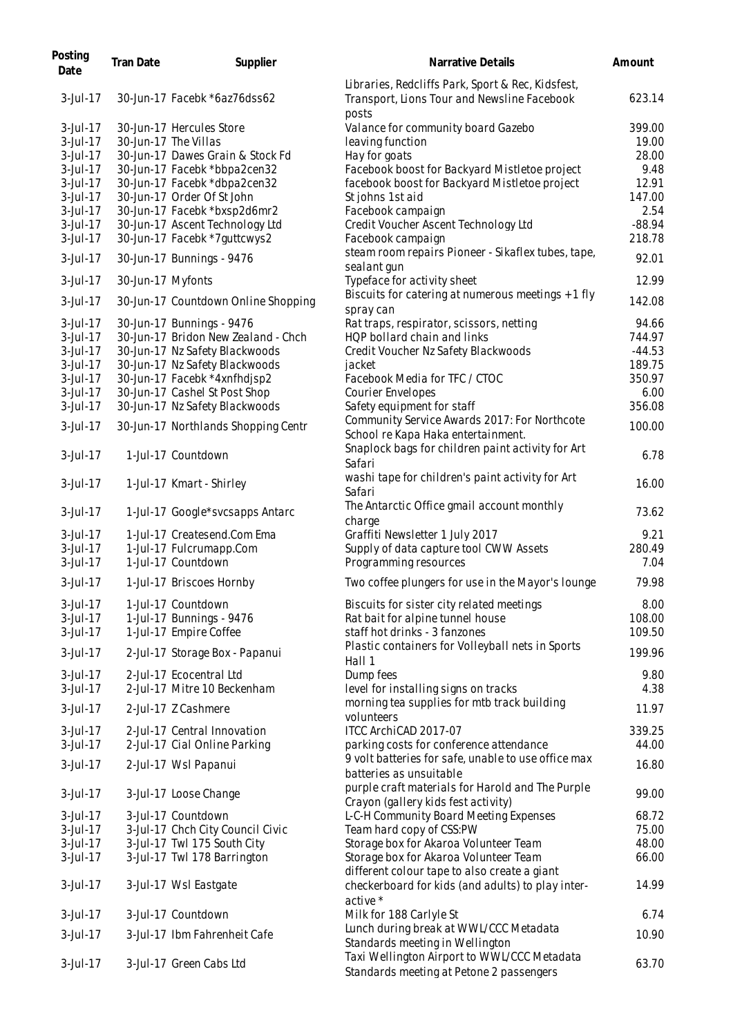| Posting Date | Tran Date | Supplier | Narrative Details | Amount |
| --- | --- | --- | --- | --- |
| 3-Jul-17 | 30-Jun-17 | Facebk *6az76dss62 | Libraries, Redcliffs Park, Sport & Rec, Kidsfest, Transport, Lions Tour and Newsline Facebook posts | 623.14 |
| 3-Jul-17 | 30-Jun-17 | Hercules Store | Valance for community board Gazebo | 399.00 |
| 3-Jul-17 | 30-Jun-17 | The Villas | leaving function | 19.00 |
| 3-Jul-17 | 30-Jun-17 | Dawes Grain & Stock Fd | Hay for goats | 28.00 |
| 3-Jul-17 | 30-Jun-17 | Facebk *bbpa2cen32 | Facebook boost for Backyard Mistletoe project | 9.48 |
| 3-Jul-17 | 30-Jun-17 | Facebk *dbpa2cen32 | facebook boost for Backyard Mistletoe project | 12.91 |
| 3-Jul-17 | 30-Jun-17 | Order Of St John | St johns 1st aid | 147.00 |
| 3-Jul-17 | 30-Jun-17 | Facebk *bxsp2d6mr2 | Facebook campaign | 2.54 |
| 3-Jul-17 | 30-Jun-17 | Ascent Technology Ltd | Credit Voucher Ascent Technology Ltd | -88.94 |
| 3-Jul-17 | 30-Jun-17 | Facebk *7guttcwys2 | Facebook campaign | 218.78 |
| 3-Jul-17 | 30-Jun-17 | Bunnings - 9476 | steam room repairs Pioneer - Sikaflex tubes, tape, sealant gun | 92.01 |
| 3-Jul-17 | 30-Jun-17 | Myfonts | Typeface for activity sheet | 12.99 |
| 3-Jul-17 | 30-Jun-17 | Countdown Online Shopping | Biscuits for catering at numerous meetings + 1 fly spray can | 142.08 |
| 3-Jul-17 | 30-Jun-17 | Bunnings - 9476 | Rat traps, respirator, scissors, netting | 94.66 |
| 3-Jul-17 | 30-Jun-17 | Bridon New Zealand - Chch | HQP bollard chain and links | 744.97 |
| 3-Jul-17 | 30-Jun-17 | Nz Safety Blackwoods | Credit Voucher Nz Safety Blackwoods | -44.53 |
| 3-Jul-17 | 30-Jun-17 | Nz Safety Blackwoods | jacket | 189.75 |
| 3-Jul-17 | 30-Jun-17 | Facebk *4xnfhdjsp2 | Facebook Media for TFC / CTOC | 350.97 |
| 3-Jul-17 | 30-Jun-17 | Cashel St Post Shop | Courier Envelopes | 6.00 |
| 3-Jul-17 | 30-Jun-17 | Nz Safety Blackwoods | Safety equipment for staff | 356.08 |
| 3-Jul-17 | 30-Jun-17 | Northlands Shopping Centr | Community Service Awards 2017: For Northcote School re Kapa Haka entertainment. | 100.00 |
| 3-Jul-17 | 1-Jul-17 | Countdown | Snaplock bags for children paint activity for Art Safari | 6.78 |
| 3-Jul-17 | 1-Jul-17 | Kmart - Shirley | washi tape for children's paint activity for Art Safari | 16.00 |
| 3-Jul-17 | 1-Jul-17 | Google*svcsapps Antarc | The Antarctic Office gmail account monthly charge | 73.62 |
| 3-Jul-17 | 1-Jul-17 | Createsend.Com Ema | Graffiti Newsletter 1 July 2017 | 9.21 |
| 3-Jul-17 | 1-Jul-17 | Fulcrumapp.Com | Supply of data capture tool CWW Assets | 280.49 |
| 3-Jul-17 | 1-Jul-17 | Countdown | Programming resources | 7.04 |
| 3-Jul-17 | 1-Jul-17 | Briscoes Hornby | Two coffee plungers for use in the Mayor's lounge | 79.98 |
| 3-Jul-17 | 1-Jul-17 | Countdown | Biscuits for sister city related meetings | 8.00 |
| 3-Jul-17 | 1-Jul-17 | Bunnings - 9476 | Rat bait for alpine tunnel house | 108.00 |
| 3-Jul-17 | 1-Jul-17 | Empire Coffee | staff hot drinks - 3 fanzones | 109.50 |
| 3-Jul-17 | 2-Jul-17 | Storage Box - Papanui | Plastic containers for Volleyball nets in Sports Hall 1 | 199.96 |
| 3-Jul-17 | 2-Jul-17 | Ecocentral Ltd | Dump fees | 9.80 |
| 3-Jul-17 | 2-Jul-17 | Mitre 10 Beckenham | level for installing signs on tracks | 4.38 |
| 3-Jul-17 | 2-Jul-17 | Z Cashmere | morning tea supplies for mtb track building volunteers | 11.97 |
| 3-Jul-17 | 2-Jul-17 | Central Innovation | ITCC ArchiCAD 2017-07 | 339.25 |
| 3-Jul-17 | 2-Jul-17 | Cial Online Parking | parking costs for conference attendance | 44.00 |
| 3-Jul-17 | 2-Jul-17 | Wsl Papanui | 9 volt batteries for safe, unable to use office max batteries as unsuitable | 16.80 |
| 3-Jul-17 | 3-Jul-17 | Loose Change | purple craft materials for Harold and The Purple Crayon (gallery kids fest activity) | 99.00 |
| 3-Jul-17 | 3-Jul-17 | Countdown | L-C-H Community Board Meeting Expenses | 68.72 |
| 3-Jul-17 | 3-Jul-17 | Chch City Council Civic | Team hard copy of CSS:PW | 75.00 |
| 3-Jul-17 | 3-Jul-17 | Twl 175 South City | Storage box for Akaroa Volunteer Team | 48.00 |
| 3-Jul-17 | 3-Jul-17 | Twl 178 Barrington | Storage box for Akaroa Volunteer Team | 66.00 |
| 3-Jul-17 | 3-Jul-17 | Wsl Eastgate | different colour tape to also create a giant checkerboard for kids (and adults) to play inter-active * | 14.99 |
| 3-Jul-17 | 3-Jul-17 | Countdown | Milk for 188 Carlyle St | 6.74 |
| 3-Jul-17 | 3-Jul-17 | Ibm Fahrenheit Cafe | Lunch during break at WWL/CCC Metadata Standards meeting in Wellington | 10.90 |
| 3-Jul-17 | 3-Jul-17 | Green Cabs Ltd | Taxi Wellington Airport to WWL/CCC Metadata Standards meeting at Petone 2 passengers | 63.70 |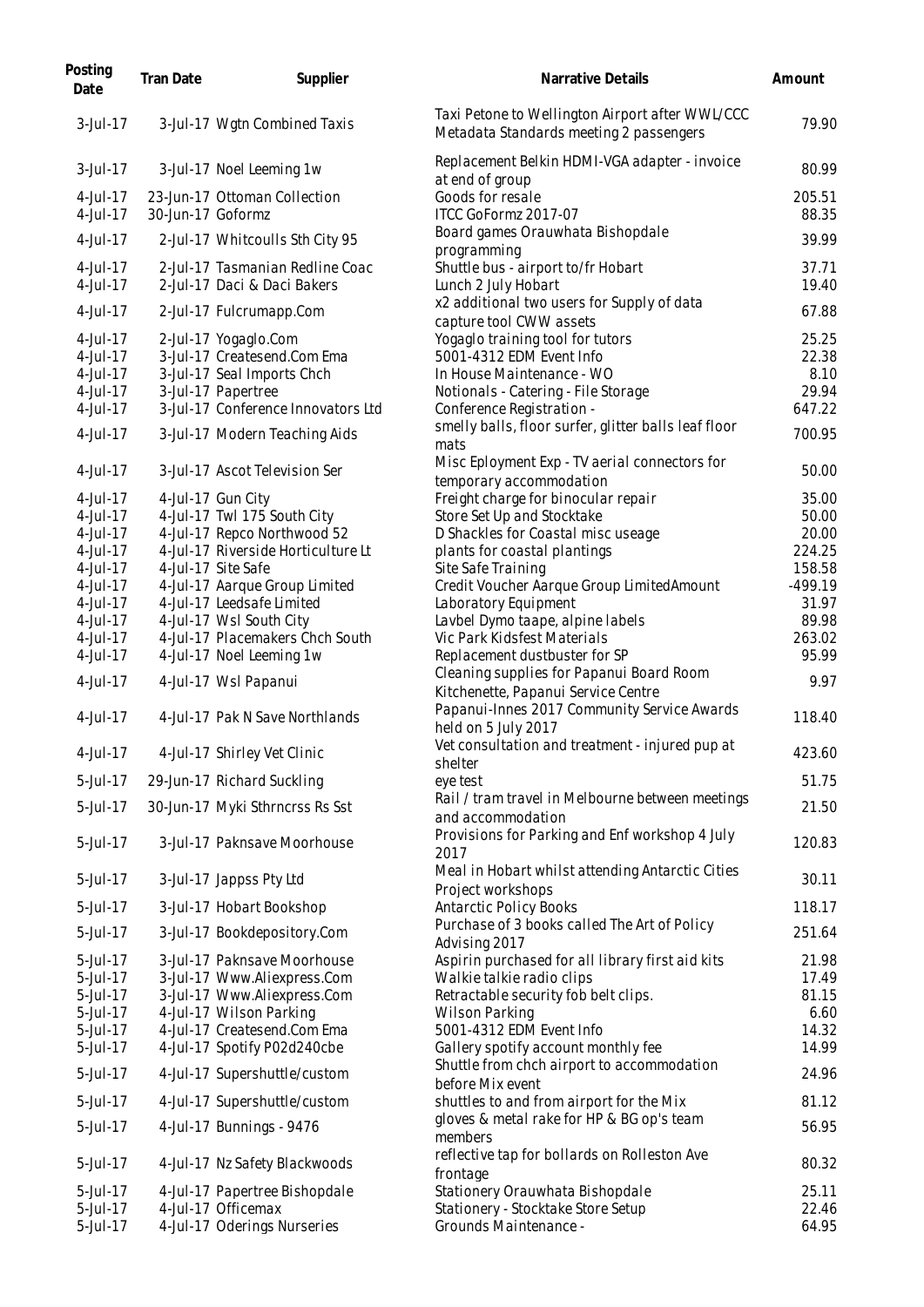| Posting Date | Tran Date | Supplier | Narrative Details | Amount |
|---|---|---|---|---|
| 3-Jul-17 | 3-Jul-17 | Wgtn Combined Taxis | Taxi Petone to Wellington Airport after WWL/CCC Metadata Standards meeting 2 passengers | 79.90 |
| 3-Jul-17 | 3-Jul-17 | Noel Leeming 1w | Replacement Belkin HDMI-VGA adapter - invoice at end of group | 80.99 |
| 4-Jul-17 | 23-Jun-17 | Ottoman Collection | Goods for resale | 205.51 |
| 4-Jul-17 | 30-Jun-17 | Goformz | ITCC GoFormz 2017-07 | 88.35 |
| 4-Jul-17 | 2-Jul-17 | Whitcoulls Sth City 95 | Board games Orauwhata Bishopdale programming | 39.99 |
| 4-Jul-17 | 2-Jul-17 | Tasmanian Redline Coac | Shuttle bus - airport to/fr Hobart | 37.71 |
| 4-Jul-17 | 2-Jul-17 | Daci & Daci Bakers | Lunch 2 July Hobart | 19.40 |
| 4-Jul-17 | 2-Jul-17 | Fulcrumapp.Com | x2 additional two users for Supply of data capture tool CWW assets | 67.88 |
| 4-Jul-17 | 2-Jul-17 | Yogaglo.Com | Yogaglo training tool for tutors | 25.25 |
| 4-Jul-17 | 3-Jul-17 | Createsend.Com Ema | 5001-4312 EDM Event Info | 22.38 |
| 4-Jul-17 | 3-Jul-17 | Seal Imports Chch | In House Maintenance - WO | 8.10 |
| 4-Jul-17 | 3-Jul-17 | Papertree | Notionals - Catering - File Storage | 29.94 |
| 4-Jul-17 | 3-Jul-17 | Conference Innovators Ltd | Conference Registration - | 647.22 |
| 4-Jul-17 | 3-Jul-17 | Modern Teaching Aids | smelly balls, floor surfer, glitter balls leaf floor mats | 700.95 |
| 4-Jul-17 | 3-Jul-17 | Ascot Television Ser | Misc Eployment Exp - TV aerial connectors for temporary accommodation | 50.00 |
| 4-Jul-17 | 4-Jul-17 | Gun City | Freight charge for binocular repair | 35.00 |
| 4-Jul-17 | 4-Jul-17 | Twl 175 South City | Store Set Up and Stocktake | 50.00 |
| 4-Jul-17 | 4-Jul-17 | Repco Northwood 52 | D Shackles for Coastal misc useage | 20.00 |
| 4-Jul-17 | 4-Jul-17 | Riverside Horticulture Lt | plants for coastal plantings | 224.25 |
| 4-Jul-17 | 4-Jul-17 | Site Safe | Site Safe Training | 158.58 |
| 4-Jul-17 | 4-Jul-17 | Aarque Group Limited | Credit Voucher Aarque Group LimitedAmount | -499.19 |
| 4-Jul-17 | 4-Jul-17 | Leedsafe Limited | Laboratory Equipment | 31.97 |
| 4-Jul-17 | 4-Jul-17 | Wsl South City | Lavbel Dymo taape, alpine labels | 89.98 |
| 4-Jul-17 | 4-Jul-17 | Placemakers Chch South | Vic Park Kidsfest Materials | 263.02 |
| 4-Jul-17 | 4-Jul-17 | Noel Leeming 1w | Replacement dustbuster for SP | 95.99 |
| 4-Jul-17 | 4-Jul-17 | Wsl Papanui | Cleaning supplies for Papanui Board Room Kitchenette, Papanui Service Centre | 9.97 |
| 4-Jul-17 | 4-Jul-17 | Pak N Save Northlands | Papanui-Innes 2017 Community Service Awards held on 5 July 2017 | 118.40 |
| 4-Jul-17 | 4-Jul-17 | Shirley Vet Clinic | Vet consultation and treatment - injured pup at shelter | 423.60 |
| 5-Jul-17 | 29-Jun-17 | Richard Suckling | eye test | 51.75 |
| 5-Jul-17 | 30-Jun-17 | Myki Sthrncrss Rs Sst | Rail / tram travel in Melbourne between meetings and accommodation | 21.50 |
| 5-Jul-17 | 3-Jul-17 | Paknsave Moorhouse | Provisions for Parking and Enf workshop 4 July 2017 | 120.83 |
| 5-Jul-17 | 3-Jul-17 | Jappss Pty Ltd | Meal in Hobart whilst attending Antarctic Cities Project workshops | 30.11 |
| 5-Jul-17 | 3-Jul-17 | Hobart Bookshop | Antarctic Policy Books | 118.17 |
| 5-Jul-17 | 3-Jul-17 | Bookdepository.Com | Purchase of 3 books called The Art of Policy Advising 2017 | 251.64 |
| 5-Jul-17 | 3-Jul-17 | Paknsave Moorhouse | Aspirin purchased for all library first aid kits | 21.98 |
| 5-Jul-17 | 3-Jul-17 | Www.Aliexpress.Com | Walkie talkie radio clips | 17.49 |
| 5-Jul-17 | 3-Jul-17 | Www.Aliexpress.Com | Retractable security fob belt clips. | 81.15 |
| 5-Jul-17 | 4-Jul-17 | Wilson Parking | Wilson Parking | 6.60 |
| 5-Jul-17 | 4-Jul-17 | Createsend.Com Ema | 5001-4312 EDM Event Info | 14.32 |
| 5-Jul-17 | 4-Jul-17 | Spotify P02d240cbe | Gallery spotify account monthly fee | 14.99 |
| 5-Jul-17 | 4-Jul-17 | Supershuttle/custom | Shuttle from chch airport to accommodation before Mix event | 24.96 |
| 5-Jul-17 | 4-Jul-17 | Supershuttle/custom | shuttles to and from airport for the Mix | 81.12 |
| 5-Jul-17 | 4-Jul-17 | Bunnings - 9476 | gloves & metal rake for HP & BG op's team members | 56.95 |
| 5-Jul-17 | 4-Jul-17 | Nz Safety Blackwoods | reflective tap for bollards on Rolleston Ave frontage | 80.32 |
| 5-Jul-17 | 4-Jul-17 | Papertree Bishopdale | Stationery Orauwhata Bishopdale | 25.11 |
| 5-Jul-17 | 4-Jul-17 | Officemax | Stationery - Stocktake Store Setup | 22.46 |
| 5-Jul-17 | 4-Jul-17 | Oderings Nurseries | Grounds Maintenance - | 64.95 |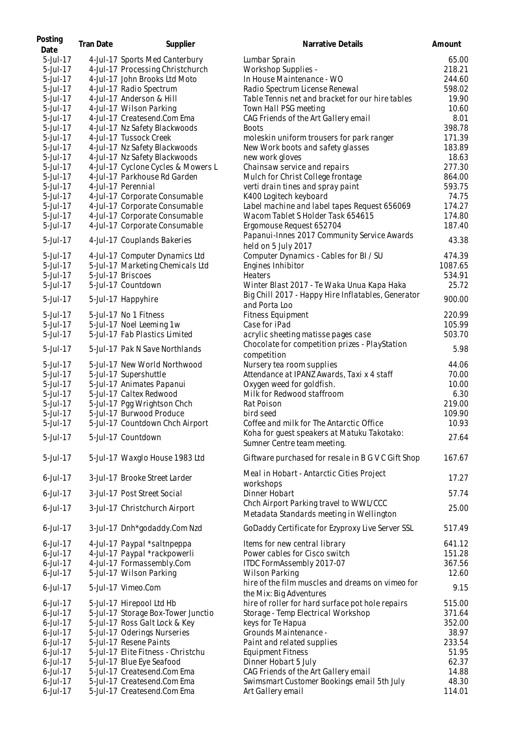| Posting Date | Tran Date | Supplier | Narrative Details | Amount |
|---|---|---|---|---|
| 5-Jul-17 | 4-Jul-17 | Sports Med Canterbury | Lumbar Sprain | 65.00 |
| 5-Jul-17 | 4-Jul-17 | Processing Christchurch | Workshop Supplies - | 218.21 |
| 5-Jul-17 | 4-Jul-17 | John Brooks Ltd Moto | In House Maintenance - WO | 244.60 |
| 5-Jul-17 | 4-Jul-17 | Radio Spectrum | Radio Spectrum License Renewal | 598.02 |
| 5-Jul-17 | 4-Jul-17 | Anderson & Hill | Table Tennis net and bracket for our hire tables | 19.90 |
| 5-Jul-17 | 4-Jul-17 | Wilson Parking | Town Hall PSG meeting | 10.60 |
| 5-Jul-17 | 4-Jul-17 | Createsend.Com Ema | CAG Friends of the Art Gallery email | 8.01 |
| 5-Jul-17 | 4-Jul-17 | Nz Safety Blackwoods | Boots | 398.78 |
| 5-Jul-17 | 4-Jul-17 | Tussock Creek | moleskin uniform trousers for park ranger | 171.39 |
| 5-Jul-17 | 4-Jul-17 | Nz Safety Blackwoods | New Work boots and safety glasses | 183.89 |
| 5-Jul-17 | 4-Jul-17 | Nz Safety Blackwoods | new work gloves | 18.63 |
| 5-Jul-17 | 4-Jul-17 | Cyclone Cycles & Mowers L | Chainsaw service and repairs | 277.30 |
| 5-Jul-17 | 4-Jul-17 | Parkhouse Rd Garden | Mulch for Christ College frontage | 864.00 |
| 5-Jul-17 | 4-Jul-17 | Perennial | verti drain tines and spray paint | 593.75 |
| 5-Jul-17 | 4-Jul-17 | Corporate Consumable | K400 Logitech keyboard | 74.75 |
| 5-Jul-17 | 4-Jul-17 | Corporate Consumable | Label machine and label tapes Request 656069 | 174.27 |
| 5-Jul-17 | 4-Jul-17 | Corporate Consumable | Wacom Tablet S Holder Task 654615 | 174.80 |
| 5-Jul-17 | 4-Jul-17 | Corporate Consumable | Ergomouse Request 652704 | 187.40 |
| 5-Jul-17 | 4-Jul-17 | Couplands Bakeries | Papanui-Innes 2017 Community Service Awards held on 5 July 2017 | 43.38 |
| 5-Jul-17 | 4-Jul-17 | Computer Dynamics Ltd | Computer Dynamics - Cables for BI / SU | 474.39 |
| 5-Jul-17 | 5-Jul-17 | Marketing Chemicals Ltd | Engines Inhibitor | 1087.65 |
| 5-Jul-17 | 5-Jul-17 | Briscoes | Heaters | 534.91 |
| 5-Jul-17 | 5-Jul-17 | Countdown | Winter Blast 2017 - Te Waka Unua Kapa Haka | 25.72 |
| 5-Jul-17 | 5-Jul-17 | Happyhire | Big Chill 2017 - Happy Hire Inflatables, Generator and Porta Loo | 900.00 |
| 5-Jul-17 | 5-Jul-17 | No 1 Fitness | Fitness Equipment | 220.99 |
| 5-Jul-17 | 5-Jul-17 | Noel Leeming 1w | Case for iPad | 105.99 |
| 5-Jul-17 | 5-Jul-17 | Fab Plastics Limited | acrylic sheeting matisse pages case | 503.70 |
| 5-Jul-17 | 5-Jul-17 | Pak N Save Northlands | Chocolate for competition prizes - PlayStation competition | 5.98 |
| 5-Jul-17 | 5-Jul-17 | New World Northwood | Nursery tea room supplies | 44.06 |
| 5-Jul-17 | 5-Jul-17 | Supershuttle | Attendance at IPANZ Awards, Taxi x 4 staff | 70.00 |
| 5-Jul-17 | 5-Jul-17 | Animates Papanui | Oxygen weed for goldfish. | 10.00 |
| 5-Jul-17 | 5-Jul-17 | Caltex Redwood | Milk for Redwood staffroom | 6.30 |
| 5-Jul-17 | 5-Jul-17 | Pgg Wrightson Chch | Rat Poison | 219.00 |
| 5-Jul-17 | 5-Jul-17 | Burwood Produce | bird seed | 109.90 |
| 5-Jul-17 | 5-Jul-17 | Countdown Chch Airport | Coffee and milk for The Antarctic Office | 10.93 |
| 5-Jul-17 | 5-Jul-17 | Countdown | Koha for guest speakers at Matuku Takotako: Sumner Centre team meeting. | 27.64 |
| 5-Jul-17 | 5-Jul-17 | Waxglo House 1983 Ltd | Giftware purchased for resale in B G V C Gift Shop | 167.67 |
| 6-Jul-17 | 3-Jul-17 | Brooke Street Larder | Meal in Hobart - Antarctic Cities Project workshops | 17.27 |
| 6-Jul-17 | 3-Jul-17 | Post Street Social | Dinner Hobart | 57.74 |
| 6-Jul-17 | 3-Jul-17 | Christchurch Airport | Chch Airport Parking travel to WWL/CCC Metadata Standards meeting in Wellington | 25.00 |
| 6-Jul-17 | 3-Jul-17 | Dnh*godaddy.Com Nzd | GoDaddy Certificate for Ezyproxy Live Server SSL | 517.49 |
| 6-Jul-17 | 4-Jul-17 | Paypal *saltnpeppa | Items for new central library | 641.12 |
| 6-Jul-17 | 4-Jul-17 | Paypal *rackpowerli | Power cables for Cisco switch | 151.28 |
| 6-Jul-17 | 4-Jul-17 | Formassembly.Com | ITDC FormAssembly 2017-07 | 367.56 |
| 6-Jul-17 | 5-Jul-17 | Wilson Parking | Wilson Parking | 12.60 |
| 6-Jul-17 | 5-Jul-17 | Vimeo.Com | hire of the film muscles and dreams on vimeo for the Mix: Big Adventures | 9.15 |
| 6-Jul-17 | 5-Jul-17 | Hirepool Ltd Hb | hire of roller for hard surface pot hole repairs | 515.00 |
| 6-Jul-17 | 5-Jul-17 | Storage Box-Tower Junctio | Storage - Temp Electrical Workshop | 371.64 |
| 6-Jul-17 | 5-Jul-17 | Ross Galt Lock & Key | keys for Te Hapua | 352.00 |
| 6-Jul-17 | 5-Jul-17 | Oderings Nurseries | Grounds Maintenance - | 38.97 |
| 6-Jul-17 | 5-Jul-17 | Resene Paints | Paint and related supplies | 233.54 |
| 6-Jul-17 | 5-Jul-17 | Elite Fitness - Christchu | Equipment Fitness | 51.95 |
| 6-Jul-17 | 5-Jul-17 | Blue Eye Seafood | Dinner Hobart 5 July | 62.37 |
| 6-Jul-17 | 5-Jul-17 | Createsend.Com Ema | CAG Friends of the Art Gallery email | 14.88 |
| 6-Jul-17 | 5-Jul-17 | Createsend.Com Ema | Swimsmart Customer Bookings email 5th July | 48.30 |
| 6-Jul-17 | 5-Jul-17 | Createsend.Com Ema | Art Gallery email | 114.01 |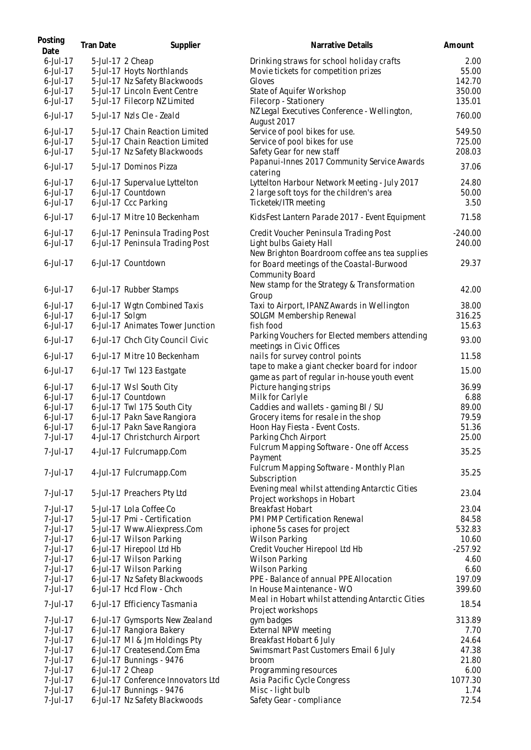| Posting Date | Tran Date | Supplier | Narrative Details | Amount |
|---|---|---|---|---|
| 6-Jul-17 | 5-Jul-17 | 2 Cheap | Drinking straws for school holiday crafts | 2.00 |
| 6-Jul-17 | 5-Jul-17 | Hoyts Northlands | Movie tickets for competition prizes | 55.00 |
| 6-Jul-17 | 5-Jul-17 | Nz Safety Blackwoods | Gloves | 142.70 |
| 6-Jul-17 | 5-Jul-17 | Lincoln Event Centre | State of Aquifer Workshop | 350.00 |
| 6-Jul-17 | 5-Jul-17 | Filecorp NZ Limited | Filecorp - Stationery | 135.01 |
| 6-Jul-17 | 5-Jul-17 | Nzls Cle - Zeald | NZ Legal Executives Conference - Wellington, August 2017 | 760.00 |
| 6-Jul-17 | 5-Jul-17 | Chain Reaction Limited | Service of pool bikes for use. | 549.50 |
| 6-Jul-17 | 5-Jul-17 | Chain Reaction Limited | Service of pool bikes for use | 725.00 |
| 6-Jul-17 | 5-Jul-17 | Nz Safety Blackwoods | Safety Gear for new staff | 208.03 |
| 6-Jul-17 | 5-Jul-17 | Dominos Pizza | Papanui-Innes 2017 Community Service Awards catering | 37.06 |
| 6-Jul-17 | 6-Jul-17 | Supervalue Lyttelton | Lyttelton Harbour Network Meeting - July 2017 | 24.80 |
| 6-Jul-17 | 6-Jul-17 | Countdown | 2 large soft toys for the children's area | 50.00 |
| 6-Jul-17 | 6-Jul-17 | Ccc Parking | Ticketek/ITR meeting | 3.50 |
| 6-Jul-17 | 6-Jul-17 | Mitre 10 Beckenham | KidsFest Lantern Parade 2017 - Event Equipment | 71.58 |
| 6-Jul-17 | 6-Jul-17 | Peninsula Trading Post | Credit Voucher Peninsula Trading Post | -240.00 |
| 6-Jul-17 | 6-Jul-17 | Peninsula Trading Post | Light bulbs Gaiety Hall | 240.00 |
| 6-Jul-17 | 6-Jul-17 | Countdown | New Brighton Boardroom coffee ans tea supplies for Board meetings of the Coastal-Burwood Community Board | 29.37 |
| 6-Jul-17 | 6-Jul-17 | Rubber Stamps | New stamp for the Strategy & Transformation Group | 42.00 |
| 6-Jul-17 | 6-Jul-17 | Wgtn Combined Taxis | Taxi to Airport, IPANZ Awards in Wellington | 38.00 |
| 6-Jul-17 | 6-Jul-17 | Solgm | SOLGM Membership Renewal | 316.25 |
| 6-Jul-17 | 6-Jul-17 | Animates Tower Junction | fish food | 15.63 |
| 6-Jul-17 | 6-Jul-17 | Chch City Council Civic | Parking Vouchers for Elected members attending meetings in Civic Offices | 93.00 |
| 6-Jul-17 | 6-Jul-17 | Mitre 10 Beckenham | nails for survey control points | 11.58 |
| 6-Jul-17 | 6-Jul-17 | Twl 123 Eastgate | tape to make a giant checker board for indoor game as part of regular in-house youth event | 15.00 |
| 6-Jul-17 | 6-Jul-17 | Wsl South City | Picture hanging strips | 36.99 |
| 6-Jul-17 | 6-Jul-17 | Countdown | Milk for Carlyle | 6.88 |
| 6-Jul-17 | 6-Jul-17 | Twl 175 South City | Caddies and wallets - gaming BI / SU | 89.00 |
| 6-Jul-17 | 6-Jul-17 | Pakn Save Rangiora | Grocery items for resale in the shop | 79.59 |
| 6-Jul-17 | 6-Jul-17 | Pakn Save Rangiora | Hoon Hay Fiesta - Event Costs. | 51.36 |
| 7-Jul-17 | 4-Jul-17 | Christchurch Airport | Parking Chch Airport | 25.00 |
| 7-Jul-17 | 4-Jul-17 | Fulcrumapp.Com | Fulcrum Mapping Software - One off Access Payment | 35.25 |
| 7-Jul-17 | 4-Jul-17 | Fulcrumapp.Com | Fulcrum Mapping Software - Monthly Plan Subscription | 35.25 |
| 7-Jul-17 | 5-Jul-17 | Preachers Pty Ltd | Evening meal whilst attending Antarctic Cities Project workshops in Hobart | 23.04 |
| 7-Jul-17 | 5-Jul-17 | Lola Coffee Co | Breakfast Hobart | 23.04 |
| 7-Jul-17 | 5-Jul-17 | Pmi - Certification | PMI PMP Certification Renewal | 84.58 |
| 7-Jul-17 | 5-Jul-17 | Www.Aliexpress.Com | iphone 5s cases for project | 532.83 |
| 7-Jul-17 | 6-Jul-17 | Wilson Parking | Wilson Parking | 10.60 |
| 7-Jul-17 | 6-Jul-17 | Hirepool Ltd Hb | Credit Voucher Hirepool Ltd Hb | -257.92 |
| 7-Jul-17 | 6-Jul-17 | Wilson Parking | Wilson Parking | 4.60 |
| 7-Jul-17 | 6-Jul-17 | Wilson Parking | Wilson Parking | 6.60 |
| 7-Jul-17 | 6-Jul-17 | Nz Safety Blackwoods | PPE - Balance of annual PPE Allocation | 197.09 |
| 7-Jul-17 | 6-Jul-17 | Hcd Flow - Chch | In House Maintenance - WO | 399.60 |
| 7-Jul-17 | 6-Jul-17 | Efficiency Tasmania | Meal in Hobart whilst attending Antarctic Cities Project workshops | 18.54 |
| 7-Jul-17 | 6-Jul-17 | Gymsports New Zealand | gym badges | 313.89 |
| 7-Jul-17 | 6-Jul-17 | Rangiora Bakery | External NPW meeting | 7.70 |
| 7-Jul-17 | 6-Jul-17 | Ml & Jm Holdings Pty | Breakfast Hobart 6 July | 24.64 |
| 7-Jul-17 | 6-Jul-17 | Createsend.Com Ema | Swimsmart Past Customers Email 6 July | 47.38 |
| 7-Jul-17 | 6-Jul-17 | Bunnings - 9476 | broom | 21.80 |
| 7-Jul-17 | 6-Jul-17 | 2 Cheap | Programming resources | 6.00 |
| 7-Jul-17 | 6-Jul-17 | Conference Innovators Ltd | Asia Pacific Cycle Congress | 1077.30 |
| 7-Jul-17 | 6-Jul-17 | Bunnings - 9476 | Misc - light bulb | 1.74 |
| 7-Jul-17 | 6-Jul-17 | Nz Safety Blackwoods | Safety Gear - compliance | 72.54 |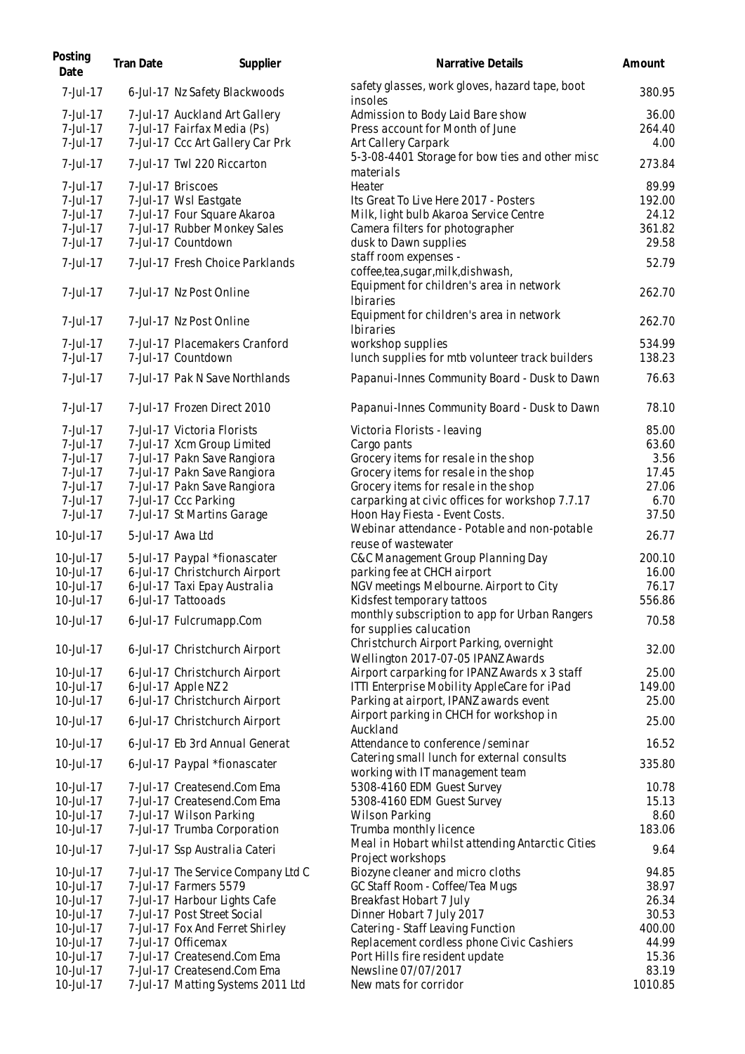| Posting Date | Tran Date | Supplier | Narrative Details | Amount |
| --- | --- | --- | --- | --- |
| 7-Jul-17 | 6-Jul-17 | Nz Safety Blackwoods | safety glasses, work gloves, hazard tape, boot insoles | 380.95 |
| 7-Jul-17 | 7-Jul-17 | Auckland Art Gallery | Admission to Body Laid Bare show | 36.00 |
| 7-Jul-17 | 7-Jul-17 | Fairfax Media (Ps) | Press account for Month of June | 264.40 |
| 7-Jul-17 | 7-Jul-17 | Ccc Art Gallery Car Prk | Art Callery Carpark | 4.00 |
| 7-Jul-17 | 7-Jul-17 | Twl 220 Riccarton | 5-3-08-4401 Storage for bow ties and other misc materials | 273.84 |
| 7-Jul-17 | 7-Jul-17 | Briscoes | Heater | 89.99 |
| 7-Jul-17 | 7-Jul-17 | Wsl Eastgate | Its Great To Live Here 2017 - Posters | 192.00 |
| 7-Jul-17 | 7-Jul-17 | Four Square Akaroa | Milk, light bulb Akaroa Service Centre | 24.12 |
| 7-Jul-17 | 7-Jul-17 | Rubber Monkey Sales | Camera filters for photographer | 361.82 |
| 7-Jul-17 | 7-Jul-17 | Countdown | dusk to Dawn supplies | 29.58 |
| 7-Jul-17 | 7-Jul-17 | Fresh Choice Parklands | staff room expenses - coffee,tea,sugar,milk,dishwash, | 52.79 |
| 7-Jul-17 | 7-Jul-17 | Nz Post Online | Equipment for children's area in network lbiraries | 262.70 |
| 7-Jul-17 | 7-Jul-17 | Nz Post Online | Equipment for children's area in network lbiraries | 262.70 |
| 7-Jul-17 | 7-Jul-17 | Placemakers Cranford | workshop supplies | 534.99 |
| 7-Jul-17 | 7-Jul-17 | Countdown | lunch supplies for mtb volunteer track builders | 138.23 |
| 7-Jul-17 | 7-Jul-17 | Pak N Save Northlands | Papanui-Innes Community Board - Dusk to Dawn | 76.63 |
| 7-Jul-17 | 7-Jul-17 | Frozen Direct 2010 | Papanui-Innes Community Board - Dusk to Dawn | 78.10 |
| 7-Jul-17 | 7-Jul-17 | Victoria Florists | Victoria Florists - leaving | 85.00 |
| 7-Jul-17 | 7-Jul-17 | Xcm Group Limited | Cargo pants | 63.60 |
| 7-Jul-17 | 7-Jul-17 | Pakn Save Rangiora | Grocery items for resale in the shop | 3.56 |
| 7-Jul-17 | 7-Jul-17 | Pakn Save Rangiora | Grocery items for resale in the shop | 17.45 |
| 7-Jul-17 | 7-Jul-17 | Pakn Save Rangiora | Grocery items for resale in the shop | 27.06 |
| 7-Jul-17 | 7-Jul-17 | Ccc Parking | carparking at civic offices for workshop 7.7.17 | 6.70 |
| 7-Jul-17 | 7-Jul-17 | St Martins Garage | Hoon Hay Fiesta - Event Costs. | 37.50 |
| 10-Jul-17 | 5-Jul-17 | Awa Ltd | Webinar attendance - Potable and non-potable reuse of wastewater | 26.77 |
| 10-Jul-17 | 5-Jul-17 | Paypal *fionascater | C&C Management Group Planning Day | 200.10 |
| 10-Jul-17 | 6-Jul-17 | Christchurch Airport | parking fee at CHCH airport | 16.00 |
| 10-Jul-17 | 6-Jul-17 | Taxi Epay Australia | NGV meetings Melbourne. Airport to City | 76.17 |
| 10-Jul-17 | 6-Jul-17 | Tattooads | Kidsfest temporary tattoos | 556.86 |
| 10-Jul-17 | 6-Jul-17 | Fulcrumapp.Com | monthly subscription to app for Urban Rangers for supplies calucation | 70.58 |
| 10-Jul-17 | 6-Jul-17 | Christchurch Airport | Christchurch Airport Parking, overnight Wellington 2017-07-05 IPANZ Awards | 32.00 |
| 10-Jul-17 | 6-Jul-17 | Christchurch Airport | Airport carparking for IPANZ Awards x 3 staff | 25.00 |
| 10-Jul-17 | 6-Jul-17 | Apple NZ 2 | ITTI Enterprise Mobility AppleCare for iPad | 149.00 |
| 10-Jul-17 | 6-Jul-17 | Christchurch Airport | Parking at airport, IPANZ awards event | 25.00 |
| 10-Jul-17 | 6-Jul-17 | Christchurch Airport | Airport parking in CHCH for workshop in Auckland | 25.00 |
| 10-Jul-17 | 6-Jul-17 | Eb 3rd Annual Generat | Attendance to conference /seminar | 16.52 |
| 10-Jul-17 | 6-Jul-17 | Paypal *fionascater | Catering small lunch for external consults working with IT management team | 335.80 |
| 10-Jul-17 | 7-Jul-17 | Createsend.Com Ema | 5308-4160 EDM Guest Survey | 10.78 |
| 10-Jul-17 | 7-Jul-17 | Createsend.Com Ema | 5308-4160 EDM Guest Survey | 15.13 |
| 10-Jul-17 | 7-Jul-17 | Wilson Parking | Wilson Parking | 8.60 |
| 10-Jul-17 | 7-Jul-17 | Trumba Corporation | Trumba monthly licence | 183.06 |
| 10-Jul-17 | 7-Jul-17 | Ssp Australia Cateri | Meal in Hobart whilst attending Antarctic Cities Project workshops | 9.64 |
| 10-Jul-17 | 7-Jul-17 | The Service Company Ltd C | Biozyne cleaner and micro cloths | 94.85 |
| 10-Jul-17 | 7-Jul-17 | Farmers 5579 | GC Staff Room - Coffee/Tea Mugs | 38.97 |
| 10-Jul-17 | 7-Jul-17 | Harbour Lights Cafe | Breakfast Hobart 7 July | 26.34 |
| 10-Jul-17 | 7-Jul-17 | Post Street Social | Dinner Hobart 7 July 2017 | 30.53 |
| 10-Jul-17 | 7-Jul-17 | Fox And Ferret Shirley | Catering - Staff Leaving Function | 400.00 |
| 10-Jul-17 | 7-Jul-17 | Officemax | Replacement cordless phone Civic Cashiers | 44.99 |
| 10-Jul-17 | 7-Jul-17 | Createsend.Com Ema | Port Hills fire resident update | 15.36 |
| 10-Jul-17 | 7-Jul-17 | Createsend.Com Ema | Newsline 07/07/2017 | 83.19 |
| 10-Jul-17 | 7-Jul-17 | Matting Systems 2011 Ltd | New mats for corridor | 1010.85 |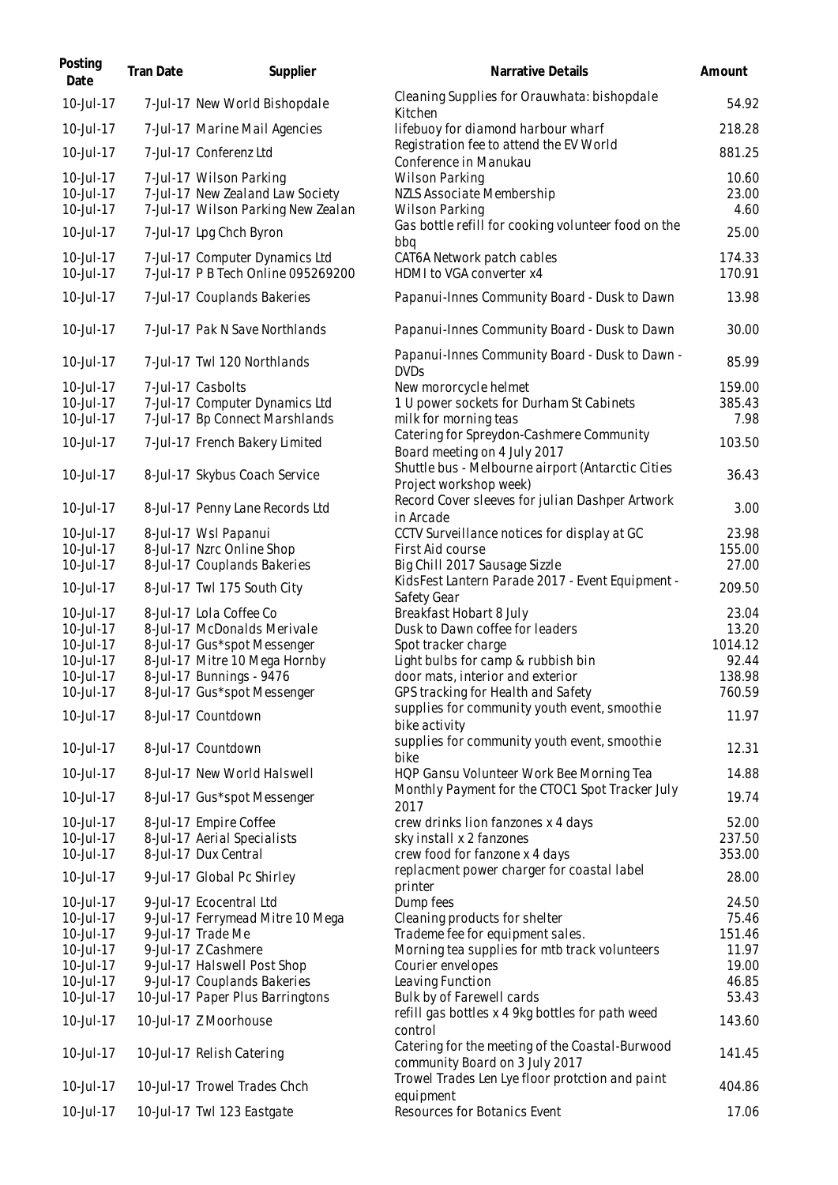| Posting Date | Tran Date | Supplier | Narrative Details | Amount |
|---|---|---|---|---|
| 10-Jul-17 | 7-Jul-17 | New World Bishopdale | Cleaning Supplies for Orauwhata: bishopdale Kitchen | 54.92 |
| 10-Jul-17 | 7-Jul-17 | Marine Mail Agencies | lifebuoy for diamond harbour wharf | 218.28 |
| 10-Jul-17 | 7-Jul-17 | Conferenz Ltd | Registration fee to attend the EV World Conference in Manukau | 881.25 |
| 10-Jul-17 | 7-Jul-17 | Wilson Parking | Wilson Parking | 10.60 |
| 10-Jul-17 | 7-Jul-17 | New Zealand Law Society | NZLS Associate Membership | 23.00 |
| 10-Jul-17 | 7-Jul-17 | Wilson Parking New Zealan | Wilson Parking | 4.60 |
| 10-Jul-17 | 7-Jul-17 | Lpg Chch Byron | Gas bottle refill for cooking volunteer food on the bbq | 25.00 |
| 10-Jul-17 | 7-Jul-17 | Computer Dynamics Ltd | CAT6A Network patch cables | 174.33 |
| 10-Jul-17 | 7-Jul-17 | P B Tech Online 095269200 | HDMI to VGA converter x4 | 170.91 |
| 10-Jul-17 | 7-Jul-17 | Couplands Bakeries | Papanui-Innes Community Board - Dusk to Dawn | 13.98 |
| 10-Jul-17 | 7-Jul-17 | Pak N Save Northlands | Papanui-Innes Community Board - Dusk to Dawn | 30.00 |
| 10-Jul-17 | 7-Jul-17 | Twl 120 Northlands | Papanui-Innes Community Board - Dusk to Dawn - DVDs | 85.99 |
| 10-Jul-17 | 7-Jul-17 | Casbolts | New mororcycle helmet | 159.00 |
| 10-Jul-17 | 7-Jul-17 | Computer Dynamics Ltd | 1 U power sockets for Durham St Cabinets | 385.43 |
| 10-Jul-17 | 7-Jul-17 | Bp Connect Marshlands | milk for morning teas | 7.98 |
| 10-Jul-17 | 7-Jul-17 | French Bakery Limited | Catering for Spreydon-Cashmere Community Board meeting on 4 July 2017 | 103.50 |
| 10-Jul-17 | 8-Jul-17 | Skybus Coach Service | Shuttle bus - Melbourne airport (Antarctic Cities Project workshop week) | 36.43 |
| 10-Jul-17 | 8-Jul-17 | Penny Lane Records Ltd | Record Cover sleeves for julian Dashper Artwork in Arcade | 3.00 |
| 10-Jul-17 | 8-Jul-17 | Wsl Papanui | CCTV Surveillance notices for display at GC | 23.98 |
| 10-Jul-17 | 8-Jul-17 | Nzrc Online Shop | First Aid course | 155.00 |
| 10-Jul-17 | 8-Jul-17 | Couplands Bakeries | Big Chill 2017 Sausage Sizzle | 27.00 |
| 10-Jul-17 | 8-Jul-17 | Twl 175 South City | KidsFest Lantern Parade 2017 - Event Equipment - Safety Gear | 209.50 |
| 10-Jul-17 | 8-Jul-17 | Lola Coffee Co | Breakfast Hobart 8 July | 23.04 |
| 10-Jul-17 | 8-Jul-17 | McDonalds Merivale | Dusk to Dawn coffee for leaders | 13.20 |
| 10-Jul-17 | 8-Jul-17 | Gus*spot Messenger | Spot tracker charge | 1014.12 |
| 10-Jul-17 | 8-Jul-17 | Mitre 10 Mega Hornby | Light bulbs for camp & rubbish bin | 92.44 |
| 10-Jul-17 | 8-Jul-17 | Bunnings - 9476 | door mats, interior and exterior | 138.98 |
| 10-Jul-17 | 8-Jul-17 | Gus*spot Messenger | GPS tracking for Health and Safety | 760.59 |
| 10-Jul-17 | 8-Jul-17 | Countdown | supplies for community youth event, smoothie bike activity | 11.97 |
| 10-Jul-17 | 8-Jul-17 | Countdown | supplies for community youth event, smoothie bike | 12.31 |
| 10-Jul-17 | 8-Jul-17 | New World Halswell | HQP Gansu Volunteer Work Bee Morning Tea | 14.88 |
| 10-Jul-17 | 8-Jul-17 | Gus*spot Messenger | Monthly Payment for the CTOC1 Spot Tracker July 2017 | 19.74 |
| 10-Jul-17 | 8-Jul-17 | Empire Coffee | crew drinks lion fanzones x 4 days | 52.00 |
| 10-Jul-17 | 8-Jul-17 | Aerial Specialists | sky install x 2 fanzones | 237.50 |
| 10-Jul-17 | 8-Jul-17 | Dux Central | crew food for fanzone x 4 days | 353.00 |
| 10-Jul-17 | 9-Jul-17 | Global Pc Shirley | replacment power charger for coastal label printer | 28.00 |
| 10-Jul-17 | 9-Jul-17 | Ecocentral Ltd | Dump fees | 24.50 |
| 10-Jul-17 | 9-Jul-17 | Ferrymead Mitre 10 Mega | Cleaning products for shelter | 75.46 |
| 10-Jul-17 | 9-Jul-17 | Trade Me | Trademe fee for equipment sales. | 151.46 |
| 10-Jul-17 | 9-Jul-17 | Z Cashmere | Morning tea supplies for mtb track volunteers | 11.97 |
| 10-Jul-17 | 9-Jul-17 | Halswell Post Shop | Courier envelopes | 19.00 |
| 10-Jul-17 | 9-Jul-17 | Couplands Bakeries | Leaving Function | 46.85 |
| 10-Jul-17 | 10-Jul-17 | Paper Plus Barringtons | Bulk by of Farewell cards | 53.43 |
| 10-Jul-17 | 10-Jul-17 | Z Moorhouse | refill gas bottles x 4 9kg bottles for path weed control | 143.60 |
| 10-Jul-17 | 10-Jul-17 | Relish Catering | Catering for the meeting of the Coastal-Burwood community Board on 3 July 2017 | 141.45 |
| 10-Jul-17 | 10-Jul-17 | Trowel Trades Chch | Trowel Trades Len Lye floor protction and paint equipment | 404.86 |
| 10-Jul-17 | 10-Jul-17 | Twl 123 Eastgate | Resources for Botanics Event | 17.06 |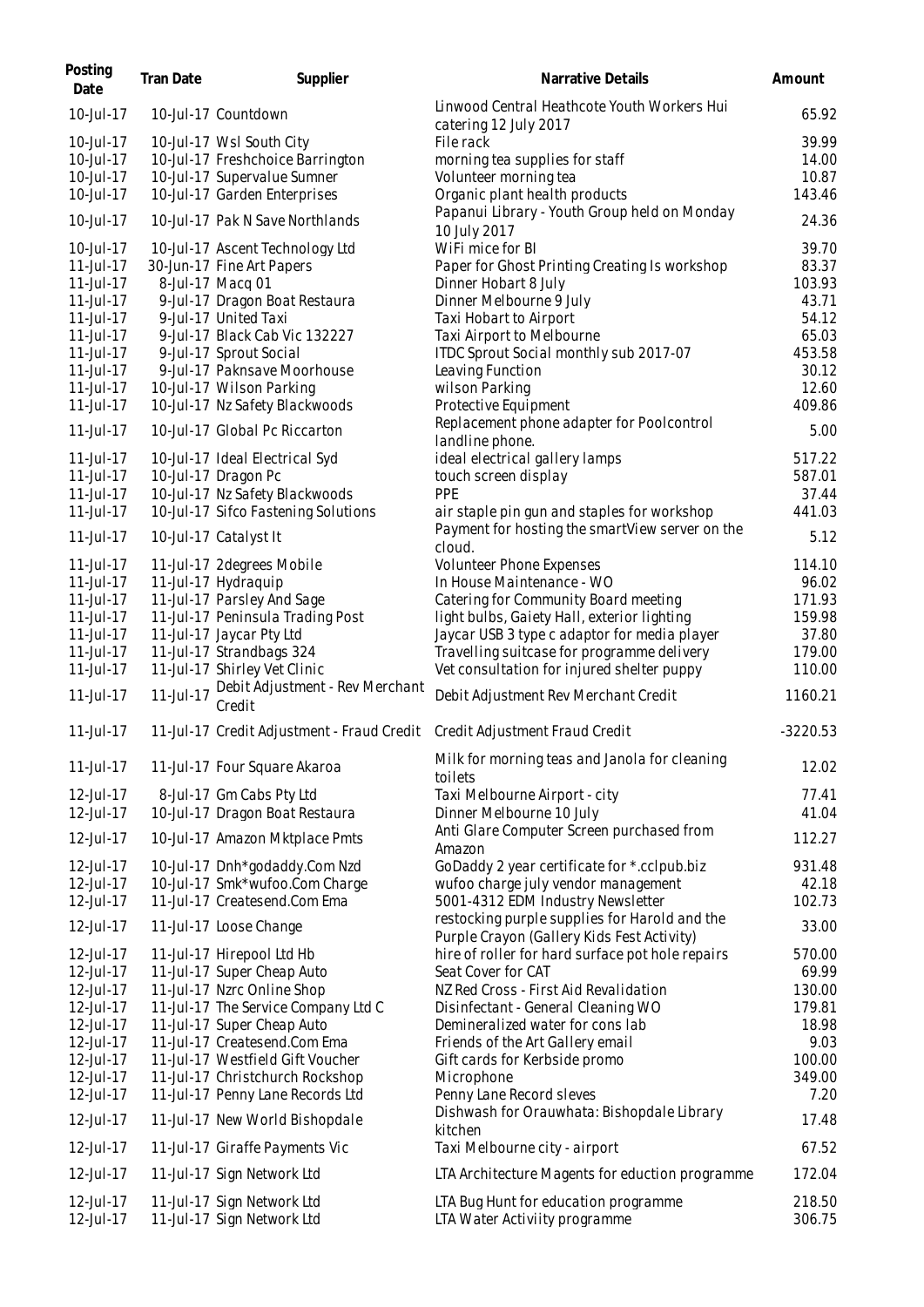| Posting Date | Tran Date | Supplier | Narrative Details | Amount |
| --- | --- | --- | --- | --- |
| 10-Jul-17 | 10-Jul-17 | Countdown | Linwood Central Heathcote Youth Workers Hui catering 12 July 2017 | 65.92 |
| 10-Jul-17 | 10-Jul-17 | Wsl South City | File rack | 39.99 |
| 10-Jul-17 | 10-Jul-17 | Freshchoice Barrington | morning tea supplies for staff | 14.00 |
| 10-Jul-17 | 10-Jul-17 | Supervalue Sumner | Volunteer morning tea | 10.87 |
| 10-Jul-17 | 10-Jul-17 | Garden Enterprises | Organic plant health products | 143.46 |
| 10-Jul-17 | 10-Jul-17 | Pak N Save Northlands | Papanui Library - Youth Group held on Monday 10 July 2017 | 24.36 |
| 10-Jul-17 | 10-Jul-17 | Ascent Technology Ltd | WiFi mice for BI | 39.70 |
| 11-Jul-17 | 30-Jun-17 | Fine Art Papers | Paper for Ghost Printing Creating Is workshop | 83.37 |
| 11-Jul-17 | 8-Jul-17 | Macq 01 | Dinner Hobart 8 July | 103.93 |
| 11-Jul-17 | 9-Jul-17 | Dragon Boat Restaura | Dinner Melbourne 9 July | 43.71 |
| 11-Jul-17 | 9-Jul-17 | United Taxi | Taxi Hobart to Airport | 54.12 |
| 11-Jul-17 | 9-Jul-17 | Black Cab Vic 132227 | Taxi Airport to Melbourne | 65.03 |
| 11-Jul-17 | 9-Jul-17 | Sprout Social | ITDC Sprout Social monthly sub 2017-07 | 453.58 |
| 11-Jul-17 | 9-Jul-17 | Paknsave Moorhouse | Leaving Function | 30.12 |
| 11-Jul-17 | 10-Jul-17 | Wilson Parking | wilson Parking | 12.60 |
| 11-Jul-17 | 10-Jul-17 | Nz Safety Blackwoods | Protective Equipment | 409.86 |
| 11-Jul-17 | 10-Jul-17 | Global Pc Riccarton | Replacement phone adapter for Poolcontrol landline phone. | 5.00 |
| 11-Jul-17 | 10-Jul-17 | Ideal Electrical Syd | ideal electrical gallery lamps | 517.22 |
| 11-Jul-17 | 10-Jul-17 | Dragon Pc | touch screen display | 587.01 |
| 11-Jul-17 | 10-Jul-17 | Nz Safety Blackwoods | PPE | 37.44 |
| 11-Jul-17 | 10-Jul-17 | Sifco Fastening Solutions | air staple pin gun and staples for workshop | 441.03 |
| 11-Jul-17 | 10-Jul-17 | Catalyst It | Payment for hosting the smartView server on the cloud. | 5.12 |
| 11-Jul-17 | 11-Jul-17 | 2degrees Mobile | Volunteer Phone Expenses | 114.10 |
| 11-Jul-17 | 11-Jul-17 | Hydraquip | In House Maintenance - WO | 96.02 |
| 11-Jul-17 | 11-Jul-17 | Parsley And Sage | Catering for Community Board meeting | 171.93 |
| 11-Jul-17 | 11-Jul-17 | Peninsula Trading Post | light bulbs, Gaiety Hall, exterior lighting | 159.98 |
| 11-Jul-17 | 11-Jul-17 | Jaycar Pty Ltd | Jaycar USB 3 type c adaptor for media player | 37.80 |
| 11-Jul-17 | 11-Jul-17 | Strandbags 324 | Travelling suitcase for programme delivery | 179.00 |
| 11-Jul-17 | 11-Jul-17 | Shirley Vet Clinic | Vet consultation for injured shelter puppy | 110.00 |
| 11-Jul-17 | 11-Jul-17 | Debit Adjustment - Rev Merchant Credit | Debit Adjustment Rev Merchant Credit | 1160.21 |
| 11-Jul-17 | 11-Jul-17 | Credit Adjustment - Fraud Credit | Credit Adjustment Fraud Credit | -3220.53 |
| 11-Jul-17 | 11-Jul-17 | Four Square Akaroa | Milk for morning teas and Janola for cleaning toilets | 12.02 |
| 12-Jul-17 | 8-Jul-17 | Gm Cabs Pty Ltd | Taxi Melbourne Airport - city | 77.41 |
| 12-Jul-17 | 10-Jul-17 | Dragon Boat Restaura | Dinner Melbourne 10 July | 41.04 |
| 12-Jul-17 | 10-Jul-17 | Amazon Mktplace Pmts | Anti Glare Computer Screen purchased from Amazon | 112.27 |
| 12-Jul-17 | 10-Jul-17 | Dnh*godaddy.Com Nzd | GoDaddy 2 year certificate for *.cclpub.biz | 931.48 |
| 12-Jul-17 | 10-Jul-17 | Smk*wufoo.Com Charge | wufoo charge july vendor management | 42.18 |
| 12-Jul-17 | 11-Jul-17 | Createsend.Com Ema | 5001-4312 EDM Industry Newsletter | 102.73 |
| 12-Jul-17 | 11-Jul-17 | Loose Change | restocking purple supplies for Harold and the Purple Crayon (Gallery Kids Fest Activity) | 33.00 |
| 12-Jul-17 | 11-Jul-17 | Hirepool Ltd Hb | hire of roller for hard surface pot hole repairs | 570.00 |
| 12-Jul-17 | 11-Jul-17 | Super Cheap Auto | Seat Cover for CAT | 69.99 |
| 12-Jul-17 | 11-Jul-17 | Nzrc Online Shop | NZ Red Cross - First Aid Revalidation | 130.00 |
| 12-Jul-17 | 11-Jul-17 | The Service Company Ltd C | Disinfectant - General Cleaning WO | 179.81 |
| 12-Jul-17 | 11-Jul-17 | Super Cheap Auto | Demineralized water for cons lab | 18.98 |
| 12-Jul-17 | 11-Jul-17 | Createsend.Com Ema | Friends of the Art Gallery email | 9.03 |
| 12-Jul-17 | 11-Jul-17 | Westfield Gift Voucher | Gift cards for Kerbside promo | 100.00 |
| 12-Jul-17 | 11-Jul-17 | Christchurch Rockshop | Microphone | 349.00 |
| 12-Jul-17 | 11-Jul-17 | Penny Lane Records Ltd | Penny Lane Record sleeves | 7.20 |
| 12-Jul-17 | 11-Jul-17 | New World Bishopdale | Dishwash for Orauwhata: Bishopdale Library kitchen | 17.48 |
| 12-Jul-17 | 11-Jul-17 | Giraffe Payments Vic | Taxi Melbourne city - airport | 67.52 |
| 12-Jul-17 | 11-Jul-17 | Sign Network Ltd | LTA Architecture Magents for eduction programme | 172.04 |
| 12-Jul-17 | 11-Jul-17 | Sign Network Ltd | LTA Bug Hunt for education programme | 218.50 |
| 12-Jul-17 | 11-Jul-17 | Sign Network Ltd | LTA Water Activiity programme | 306.75 |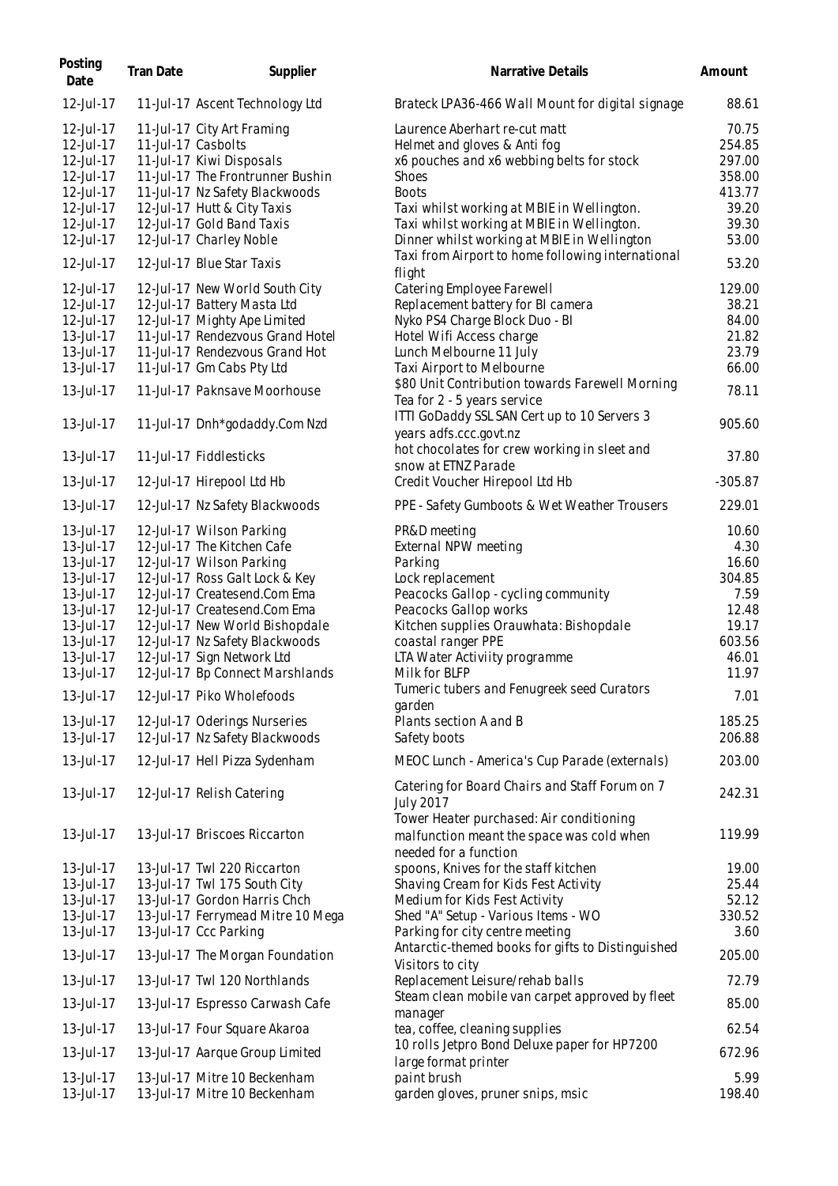| Posting Date | Tran Date | Supplier | Narrative Details | Amount |
|---|---|---|---|---|
| 12-Jul-17 | 11-Jul-17 | Ascent Technology Ltd | Brateck LPA36-466 Wall Mount for digital signage | 88.61 |
| 12-Jul-17 | 11-Jul-17 | City Art Framing | Laurence Aberhart re-cut matt | 70.75 |
| 12-Jul-17 | 11-Jul-17 | Casbolts | Helmet and gloves & Anti fog | 254.85 |
| 12-Jul-17 | 11-Jul-17 | Kiwi Disposals | x6 pouches and x6 webbing belts for stock | 297.00 |
| 12-Jul-17 | 11-Jul-17 | The Frontrunner Bushin | Shoes | 358.00 |
| 12-Jul-17 | 11-Jul-17 | Nz Safety Blackwoods | Boots | 413.77 |
| 12-Jul-17 | 12-Jul-17 | Hutt & City Taxis | Taxi whilst working at MBIE in Wellington. | 39.20 |
| 12-Jul-17 | 12-Jul-17 | Gold Band Taxis | Taxi whilst working at MBIE in Wellington. | 39.30 |
| 12-Jul-17 | 12-Jul-17 | Charley Noble | Dinner whilst working at MBIE in Wellington | 53.00 |
| 12-Jul-17 | 12-Jul-17 | Blue Star Taxis | Taxi from Airport to home following international flight | 53.20 |
| 12-Jul-17 | 12-Jul-17 | New World South City | Catering Employee Farewell | 129.00 |
| 12-Jul-17 | 12-Jul-17 | Battery Masta Ltd | Replacement battery for BI camera | 38.21 |
| 12-Jul-17 | 12-Jul-17 | Mighty Ape Limited | Nyko PS4 Charge Block Duo - BI | 84.00 |
| 13-Jul-17 | 11-Jul-17 | Rendezvous Grand Hotel | Hotel Wifi Access charge | 21.82 |
| 13-Jul-17 | 11-Jul-17 | Rendezvous Grand Hot | Lunch Melbourne 11 July | 23.79 |
| 13-Jul-17 | 11-Jul-17 | Gm Cabs Pty Ltd | Taxi Airport to Melbourne | 66.00 |
| 13-Jul-17 | 11-Jul-17 | Paknsave Moorhouse | $80 Unit Contribution towards Farewell Morning Tea for 2 - 5 years service | 78.11 |
| 13-Jul-17 | 11-Jul-17 | Dnh*godaddy.Com Nzd | ITTI GoDaddy SSL SAN Cert up to 10 Servers 3 years adfs.ccc.govt.nz | 905.60 |
| 13-Jul-17 | 11-Jul-17 | Fiddlesticks | hot chocolates for crew working in sleet and snow at ETNZ Parade | 37.80 |
| 13-Jul-17 | 12-Jul-17 | Hirepool Ltd Hb | Credit Voucher Hirepool Ltd Hb | -305.87 |
| 13-Jul-17 | 12-Jul-17 | Nz Safety Blackwoods | PPE - Safety Gumboots & Wet Weather Trousers | 229.01 |
| 13-Jul-17 | 12-Jul-17 | Wilson Parking | PR&D meeting | 10.60 |
| 13-Jul-17 | 12-Jul-17 | The Kitchen Cafe | External NPW meeting | 4.30 |
| 13-Jul-17 | 12-Jul-17 | Wilson Parking | Parking | 16.60 |
| 13-Jul-17 | 12-Jul-17 | Ross Galt Lock & Key | Lock replacement | 304.85 |
| 13-Jul-17 | 12-Jul-17 | Createsend.Com Ema | Peacocks Gallop - cycling community | 7.59 |
| 13-Jul-17 | 12-Jul-17 | Createsend.Com Ema | Peacocks Gallop works | 12.48 |
| 13-Jul-17 | 12-Jul-17 | New World Bishopdale | Kitchen supplies Orauwhata: Bishopdale | 19.17 |
| 13-Jul-17 | 12-Jul-17 | Nz Safety Blackwoods | coastal ranger PPE | 603.56 |
| 13-Jul-17 | 12-Jul-17 | Sign Network Ltd | LTA Water Activiity programme | 46.01 |
| 13-Jul-17 | 12-Jul-17 | Bp Connect Marshlands | Milk for BLFP | 11.97 |
| 13-Jul-17 | 12-Jul-17 | Piko Wholefoods | Tumeric tubers and Fenugreek seed Curators garden | 7.01 |
| 13-Jul-17 | 12-Jul-17 | Oderings Nurseries | Plants section A and B | 185.25 |
| 13-Jul-17 | 12-Jul-17 | Nz Safety Blackwoods | Safety boots | 206.88 |
| 13-Jul-17 | 12-Jul-17 | Hell Pizza Sydenham | MEOC Lunch - America's Cup Parade (externals) | 203.00 |
| 13-Jul-17 | 12-Jul-17 | Relish Catering | Catering for Board Chairs and Staff Forum on 7 July 2017 | 242.31 |
| 13-Jul-17 | 13-Jul-17 | Briscoes Riccarton | Tower Heater purchased: Air conditioning malfunction meant the space was cold when needed for a function | 119.99 |
| 13-Jul-17 | 13-Jul-17 | Twl 220 Riccarton | spoons, Knives for the staff kitchen | 19.00 |
| 13-Jul-17 | 13-Jul-17 | Twl 175 South City | Shaving Cream for Kids Fest Activity | 25.44 |
| 13-Jul-17 | 13-Jul-17 | Gordon Harris Chch | Medium for Kids Fest Activity | 52.12 |
| 13-Jul-17 | 13-Jul-17 | Ferrymead Mitre 10 Mega | Shed "A" Setup - Various Items - WO | 330.52 |
| 13-Jul-17 | 13-Jul-17 | Ccc Parking | Parking for city centre meeting | 3.60 |
| 13-Jul-17 | 13-Jul-17 | The Morgan Foundation | Antarctic-themed books for gifts to Distinguished Visitors to city | 205.00 |
| 13-Jul-17 | 13-Jul-17 | Twl 120 Northlands | Replacement Leisure/rehab balls | 72.79 |
| 13-Jul-17 | 13-Jul-17 | Espresso Carwash Cafe | Steam clean mobile van carpet approved by fleet manager | 85.00 |
| 13-Jul-17 | 13-Jul-17 | Four Square Akaroa | tea, coffee, cleaning supplies | 62.54 |
| 13-Jul-17 | 13-Jul-17 | Aarque Group Limited | 10 rolls Jetpro Bond Deluxe paper for HP7200 large format printer | 672.96 |
| 13-Jul-17 | 13-Jul-17 | Mitre 10 Beckenham | paint brush | 5.99 |
| 13-Jul-17 | 13-Jul-17 | Mitre 10 Beckenham | garden gloves, pruner snips, msic | 198.40 |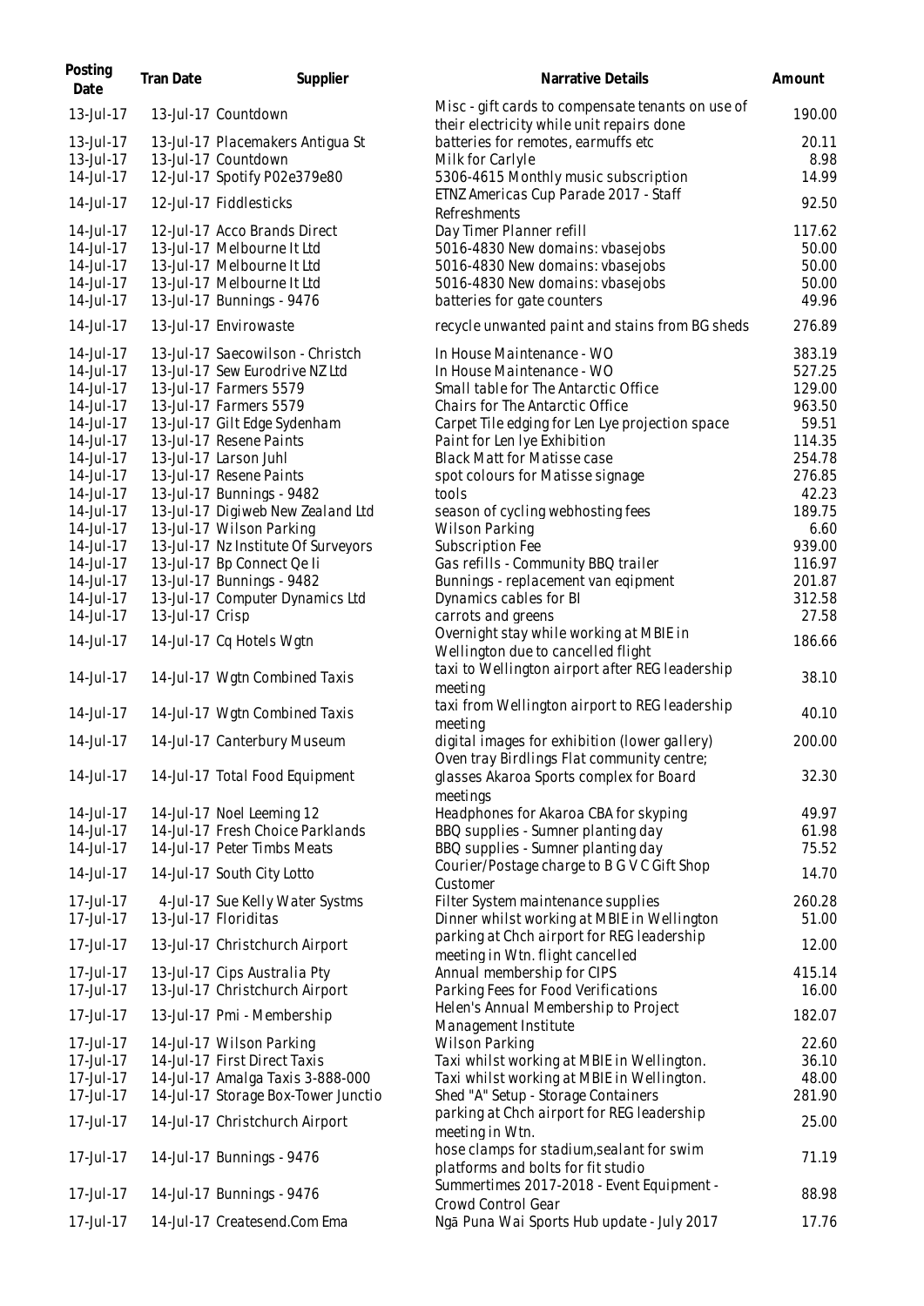| Posting Date | Tran Date | Supplier | Narrative Details | Amount |
|---|---|---|---|---|
| 13-Jul-17 | 13-Jul-17 | Countdown | Misc - gift cards to compensate tenants on use of their electricity while unit repairs done | 190.00 |
| 13-Jul-17 | 13-Jul-17 | Placemakers Antigua St | batteries for remotes, earmuffs etc | 20.11 |
| 13-Jul-17 | 13-Jul-17 | Countdown | Milk for Carlyle | 8.98 |
| 14-Jul-17 | 12-Jul-17 | Spotify P02e379e80 | 5306-4615 Monthly music subscription | 14.99 |
| 14-Jul-17 | 12-Jul-17 | Fiddlesticks | ETNZ Americas Cup Parade 2017 - Staff Refreshments | 92.50 |
| 14-Jul-17 | 12-Jul-17 | Acco Brands Direct | Day Timer Planner refill | 117.62 |
| 14-Jul-17 | 13-Jul-17 | Melbourne It Ltd | 5016-4830 New domains: vbasejobs | 50.00 |
| 14-Jul-17 | 13-Jul-17 | Melbourne It Ltd | 5016-4830 New domains: vbasejobs | 50.00 |
| 14-Jul-17 | 13-Jul-17 | Melbourne It Ltd | 5016-4830 New domains: vbasejobs | 50.00 |
| 14-Jul-17 | 13-Jul-17 | Bunnings - 9476 | batteries for gate counters | 49.96 |
| 14-Jul-17 | 13-Jul-17 | Envirowaste | recycle unwanted paint and stains from BG sheds | 276.89 |
| 14-Jul-17 | 13-Jul-17 | Saecowilson - Christch | In House Maintenance - WO | 383.19 |
| 14-Jul-17 | 13-Jul-17 | Sew Eurodrive NZ Ltd | In House Maintenance - WO | 527.25 |
| 14-Jul-17 | 13-Jul-17 | Farmers 5579 | Small table for The Antarctic Office | 129.00 |
| 14-Jul-17 | 13-Jul-17 | Farmers 5579 | Chairs for The Antarctic Office | 963.50 |
| 14-Jul-17 | 13-Jul-17 | Gilt Edge Sydenham | Carpet Tile edging for Len Lye projection space | 59.51 |
| 14-Jul-17 | 13-Jul-17 | Resene Paints | Paint for Len lye Exhibition | 114.35 |
| 14-Jul-17 | 13-Jul-17 | Larson Juhl | Black Matt for Matisse case | 254.78 |
| 14-Jul-17 | 13-Jul-17 | Resene Paints | spot colours for Matisse signage | 276.85 |
| 14-Jul-17 | 13-Jul-17 | Bunnings - 9482 | tools | 42.23 |
| 14-Jul-17 | 13-Jul-17 | Digiweb New Zealand Ltd | season of cycling webhosting fees | 189.75 |
| 14-Jul-17 | 13-Jul-17 | Wilson Parking | Wilson Parking | 6.60 |
| 14-Jul-17 | 13-Jul-17 | Nz Institute Of Surveyors | Subscription Fee | 939.00 |
| 14-Jul-17 | 13-Jul-17 | Bp Connect Qe Ii | Gas refills - Community BBQ trailer | 116.97 |
| 14-Jul-17 | 13-Jul-17 | Bunnings - 9482 | Bunnings - replacement van eqipment | 201.87 |
| 14-Jul-17 | 13-Jul-17 | Computer Dynamics Ltd | Dynamics cables for BI | 312.58 |
| 14-Jul-17 | 13-Jul-17 | Crisp | carrots and greens | 27.58 |
| 14-Jul-17 | 14-Jul-17 | Cq Hotels Wgtn | Overnight stay while working at MBIE in Wellington due to cancelled flight | 186.66 |
| 14-Jul-17 | 14-Jul-17 | Wgtn Combined Taxis | taxi to Wellington airport after REG leadership meeting | 38.10 |
| 14-Jul-17 | 14-Jul-17 | Wgtn Combined Taxis | taxi from Wellington airport to REG leadership meeting | 40.10 |
| 14-Jul-17 | 14-Jul-17 | Canterbury Museum | digital images for exhibition (lower gallery) | 200.00 |
| 14-Jul-17 | 14-Jul-17 | Total Food Equipment | Oven tray Birdlings Flat community centre; glasses Akaroa Sports complex for Board meetings | 32.30 |
| 14-Jul-17 | 14-Jul-17 | Noel Leeming 12 | Headphones for Akaroa CBA for skyping | 49.97 |
| 14-Jul-17 | 14-Jul-17 | Fresh Choice Parklands | BBQ supplies - Sumner planting day | 61.98 |
| 14-Jul-17 | 14-Jul-17 | Peter Timbs Meats | BBQ supplies - Sumner planting day | 75.52 |
| 14-Jul-17 | 14-Jul-17 | South City Lotto | Courier/Postage charge to B G V C Gift Shop Customer | 14.70 |
| 17-Jul-17 | 4-Jul-17 | Sue Kelly Water Systms | Filter System maintenance supplies | 260.28 |
| 17-Jul-17 | 13-Jul-17 | Floriditas | Dinner whilst working at MBIE in Wellington | 51.00 |
| 17-Jul-17 | 13-Jul-17 | Christchurch Airport | parking at Chch airport for REG leadership meeting in Wtn. flight cancelled | 12.00 |
| 17-Jul-17 | 13-Jul-17 | Cips Australia Pty | Annual membership for CIPS | 415.14 |
| 17-Jul-17 | 13-Jul-17 | Christchurch Airport | Parking Fees for Food Verifications | 16.00 |
| 17-Jul-17 | 13-Jul-17 | Pmi - Membership | Helen's Annual Membership to Project Management Institute | 182.07 |
| 17-Jul-17 | 14-Jul-17 | Wilson Parking | Wilson Parking | 22.60 |
| 17-Jul-17 | 14-Jul-17 | First Direct Taxis | Taxi whilst working at MBIE in Wellington. | 36.10 |
| 17-Jul-17 | 14-Jul-17 | Amalga Taxis 3-888-000 | Taxi whilst working at MBIE in Wellington. | 48.00 |
| 17-Jul-17 | 14-Jul-17 | Storage Box-Tower Junctio | Shed "A" Setup - Storage Containers | 281.90 |
| 17-Jul-17 | 14-Jul-17 | Christchurch Airport | parking at Chch airport for REG leadership meeting in Wtn. | 25.00 |
| 17-Jul-17 | 14-Jul-17 | Bunnings - 9476 | hose clamps for stadium,sealant for swim platforms and bolts for fit studio | 71.19 |
| 17-Jul-17 | 14-Jul-17 | Bunnings - 9476 | Summertimes 2017-2018 - Event Equipment - Crowd Control Gear | 88.98 |
| 17-Jul-17 | 14-Jul-17 | Createsend.Com Ema | Ngā Puna Wai Sports Hub update - July 2017 | 17.76 |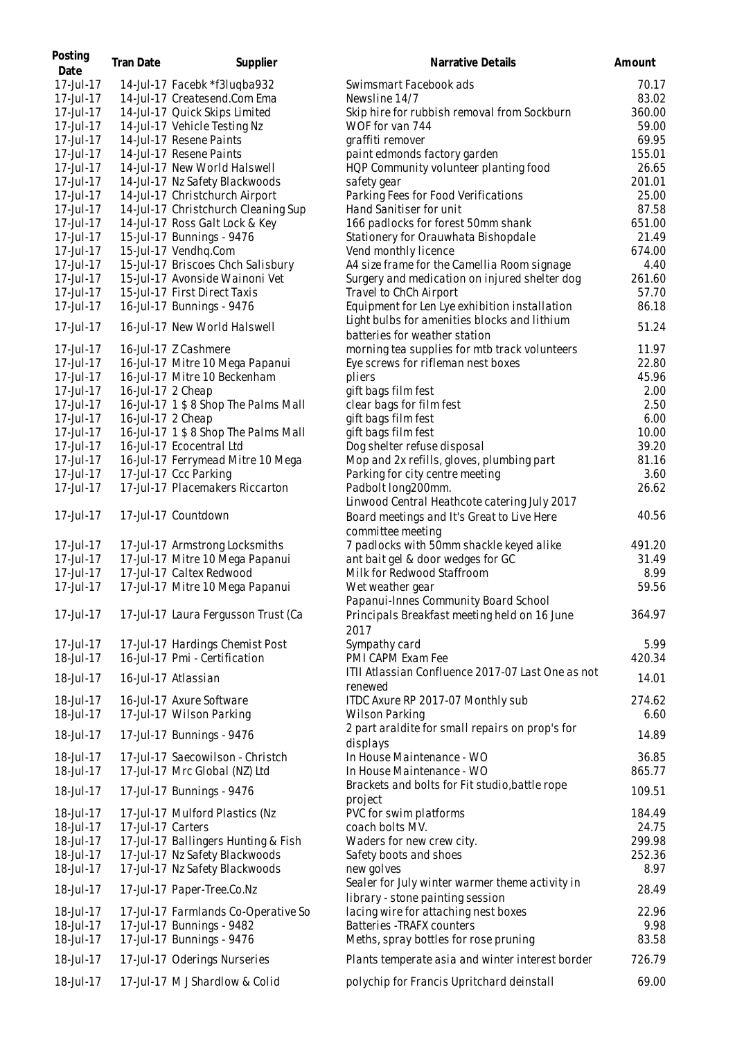| Posting Date | Tran Date | Supplier | Narrative Details | Amount |
|---|---|---|---|---|
| 17-Jul-17 | 14-Jul-17 | Facebk *f3luqba932 | Swimsmart Facebook ads | 70.17 |
| 17-Jul-17 | 14-Jul-17 | Createsend.Com Ema | Newsline 14/7 | 83.02 |
| 17-Jul-17 | 14-Jul-17 | Quick Skips Limited | Skip hire for rubbish removal from Sockburn | 360.00 |
| 17-Jul-17 | 14-Jul-17 | Vehicle Testing Nz | WOF for van 744 | 59.00 |
| 17-Jul-17 | 14-Jul-17 | Resene Paints | graffiti remover | 69.95 |
| 17-Jul-17 | 14-Jul-17 | Resene Paints | paint edmonds factory garden | 155.01 |
| 17-Jul-17 | 14-Jul-17 | New World Halswell | HQP Community volunteer planting food | 26.65 |
| 17-Jul-17 | 14-Jul-17 | Nz Safety Blackwoods | safety gear | 201.01 |
| 17-Jul-17 | 14-Jul-17 | Christchurch Airport | Parking Fees for Food Verifications | 25.00 |
| 17-Jul-17 | 14-Jul-17 | Christchurch Cleaning Sup | Hand Sanitiser for unit | 87.58 |
| 17-Jul-17 | 14-Jul-17 | Ross Galt Lock & Key | 166 padlocks for forest 50mm shank | 651.00 |
| 17-Jul-17 | 15-Jul-17 | Bunnings - 9476 | Stationery for Orauwhata Bishopdale | 21.49 |
| 17-Jul-17 | 15-Jul-17 | Vendhq.Com | Vend monthly licence | 674.00 |
| 17-Jul-17 | 15-Jul-17 | Briscoes Chch Salisbury | A4 size frame for the Camellia Room signage | 4.40 |
| 17-Jul-17 | 15-Jul-17 | Avonside Wainoni Vet | Surgery and medication on injured shelter dog | 261.60 |
| 17-Jul-17 | 15-Jul-17 | First Direct Taxis | Travel to ChCh Airport | 57.70 |
| 17-Jul-17 | 16-Jul-17 | Bunnings - 9476 | Equipment for Len Lye exhibition installation | 86.18 |
| 17-Jul-17 | 16-Jul-17 | New World Halswell | Light bulbs for amenities blocks and lithium batteries for weather station | 51.24 |
| 17-Jul-17 | 16-Jul-17 | Z Cashmere | morning tea supplies for mtb track volunteers | 11.97 |
| 17-Jul-17 | 16-Jul-17 | Mitre 10 Mega Papanui | Eye screws for rifleman nest boxes | 22.80 |
| 17-Jul-17 | 16-Jul-17 | Mitre 10 Beckenham | pliers | 45.96 |
| 17-Jul-17 | 16-Jul-17 | 2 Cheap | gift bags film fest | 2.00 |
| 17-Jul-17 | 16-Jul-17 | 1 $ 8 Shop The Palms Mall | clear bags for film fest | 2.50 |
| 17-Jul-17 | 16-Jul-17 | 2 Cheap | gift bags film fest | 6.00 |
| 17-Jul-17 | 16-Jul-17 | 1 $ 8 Shop The Palms Mall | gift bags film fest | 10.00 |
| 17-Jul-17 | 16-Jul-17 | Ecocentral Ltd | Dog shelter refuse disposal | 39.20 |
| 17-Jul-17 | 16-Jul-17 | Ferrymead Mitre 10 Mega | Mop and 2x refills, gloves, plumbing part | 81.16 |
| 17-Jul-17 | 17-Jul-17 | Ccc Parking | Parking for city centre meeting | 3.60 |
| 17-Jul-17 | 17-Jul-17 | Placemakers Riccarton | Padbolt long200mm. | 26.62 |
| 17-Jul-17 | 17-Jul-17 | Countdown | Linwood Central Heathcote catering July 2017 Board meetings and It's Great to Live Here committee meeting | 40.56 |
| 17-Jul-17 | 17-Jul-17 | Armstrong Locksmiths | 7 padlocks with 50mm shackle keyed alike | 491.20 |
| 17-Jul-17 | 17-Jul-17 | Mitre 10 Mega Papanui | ant bait gel & door wedges for GC | 31.49 |
| 17-Jul-17 | 17-Jul-17 | Caltex Redwood | Milk for Redwood Staffroom | 8.99 |
| 17-Jul-17 | 17-Jul-17 | Mitre 10 Mega Papanui | Wet weather gear | 59.56 |
| 17-Jul-17 | 17-Jul-17 | Laura Fergusson Trust (Ca | Papanui-Innes Community Board School Principals Breakfast meeting held on 16 June 2017 | 364.97 |
| 17-Jul-17 | 17-Jul-17 | Hardings Chemist Post | Sympathy card | 5.99 |
| 18-Jul-17 | 16-Jul-17 | Pmi - Certification | PMI CAPM Exam Fee | 420.34 |
| 18-Jul-17 | 16-Jul-17 | Atlassian | ITII Atlassian Confluence 2017-07 Last One as not renewed | 14.01 |
| 18-Jul-17 | 16-Jul-17 | Axure Software | ITDC Axure RP 2017-07 Monthly sub | 274.62 |
| 18-Jul-17 | 17-Jul-17 | Wilson Parking | Wilson Parking | 6.60 |
| 18-Jul-17 | 17-Jul-17 | Bunnings - 9476 | 2 part araldite for small repairs on prop's for displays | 14.89 |
| 18-Jul-17 | 17-Jul-17 | Saecowilson - Christch | In House Maintenance - WO | 36.85 |
| 18-Jul-17 | 17-Jul-17 | Mrc Global (NZ) Ltd | In House Maintenance - WO | 865.77 |
| 18-Jul-17 | 17-Jul-17 | Bunnings - 9476 | Brackets and bolts for Fit studio,battle rope project | 109.51 |
| 18-Jul-17 | 17-Jul-17 | Mulford Plastics (Nz | PVC for swim platforms | 184.49 |
| 18-Jul-17 | 17-Jul-17 | Carters | coach bolts MV. | 24.75 |
| 18-Jul-17 | 17-Jul-17 | Ballingers Hunting & Fish | Waders for new crew city. | 299.98 |
| 18-Jul-17 | 17-Jul-17 | Nz Safety Blackwoods | Safety boots and shoes | 252.36 |
| 18-Jul-17 | 17-Jul-17 | Nz Safety Blackwoods | new golves | 8.97 |
| 18-Jul-17 | 17-Jul-17 | Paper-Tree.Co.Nz | Sealer for July winter warmer theme activity in library - stone painting session | 28.49 |
| 18-Jul-17 | 17-Jul-17 | Farmlands Co-Operative So | lacing wire for attaching nest boxes | 22.96 |
| 18-Jul-17 | 17-Jul-17 | Bunnings - 9482 | Batteries -TRAFX counters | 9.98 |
| 18-Jul-17 | 17-Jul-17 | Bunnings - 9476 | Meths, spray bottles for rose pruning | 83.58 |
| 18-Jul-17 | 17-Jul-17 | Oderings Nurseries | Plants temperate asia and winter interest border | 726.79 |
| 18-Jul-17 | 17-Jul-17 | M J Shardlow & Colid | polychip for Francis Upritchard deinstall | 69.00 |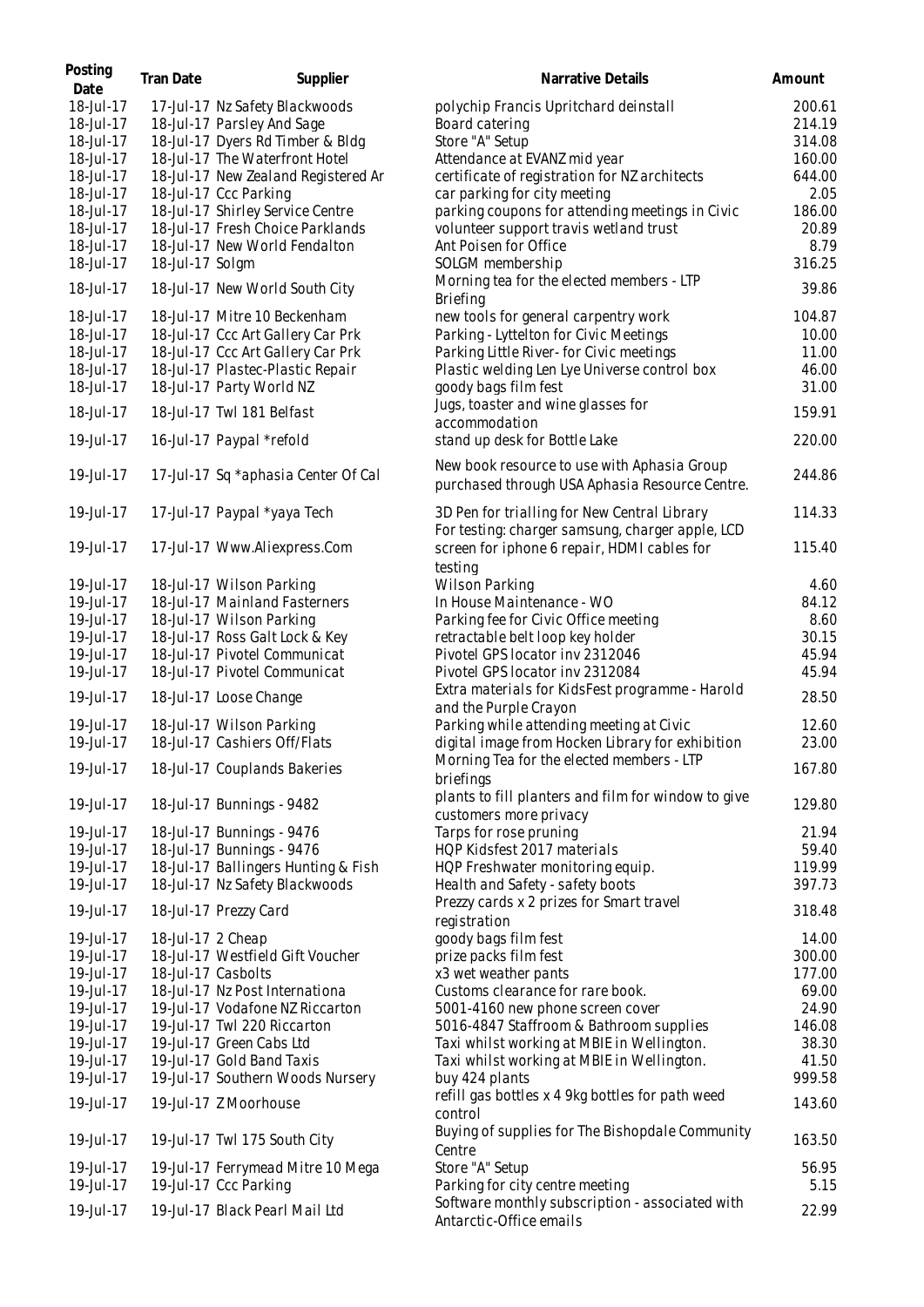| Posting Date | Tran Date | Supplier | Narrative Details | Amount |
|---|---|---|---|---|
| 18-Jul-17 | 17-Jul-17 | Nz Safety Blackwoods | polychip Francis Upritchard deinstall | 200.61 |
| 18-Jul-17 | 18-Jul-17 | Parsley And Sage | Board catering | 214.19 |
| 18-Jul-17 | 18-Jul-17 | Dyers Rd Timber & Bldg | Store "A" Setup | 314.08 |
| 18-Jul-17 | 18-Jul-17 | The Waterfront Hotel | Attendance at EVANZ mid year | 160.00 |
| 18-Jul-17 | 18-Jul-17 | New Zealand Registered Ar | certificate of registration for NZ architects | 644.00 |
| 18-Jul-17 | 18-Jul-17 | Ccc Parking | car parking for city meeting | 2.05 |
| 18-Jul-17 | 18-Jul-17 | Shirley Service Centre | parking coupons for attending meetings in Civic | 186.00 |
| 18-Jul-17 | 18-Jul-17 | Fresh Choice Parklands | volunteer support travis wetland trust | 20.89 |
| 18-Jul-17 | 18-Jul-17 | New World Fendalton | Ant Poisen for Office | 8.79 |
| 18-Jul-17 | 18-Jul-17 | Solgm | SOLGM membership | 316.25 |
| 18-Jul-17 | 18-Jul-17 | New World South City | Morning tea for the elected members - LTP Briefing | 39.86 |
| 18-Jul-17 | 18-Jul-17 | Mitre 10 Beckenham | new tools for general carpentry work | 104.87 |
| 18-Jul-17 | 18-Jul-17 | Ccc Art Gallery Car Prk | Parking - Lyttelton for Civic Meetings | 10.00 |
| 18-Jul-17 | 18-Jul-17 | Ccc Art Gallery Car Prk | Parking Little River- for Civic meetings | 11.00 |
| 18-Jul-17 | 18-Jul-17 | Plastec-Plastic Repair | Plastic welding Len Lye Universe control box | 46.00 |
| 18-Jul-17 | 18-Jul-17 | Party World NZ | goody bags film fest | 31.00 |
| 18-Jul-17 | 18-Jul-17 | Twl 181 Belfast | Jugs, toaster and wine glasses for accommodation | 159.91 |
| 19-Jul-17 | 16-Jul-17 | Paypal *refold | stand up desk for Bottle Lake | 220.00 |
| 19-Jul-17 | 17-Jul-17 | Sq *aphasia Center Of Cal | New book resource to use with Aphasia Group purchased through USA Aphasia Resource Centre. | 244.86 |
| 19-Jul-17 | 17-Jul-17 | Paypal *yaya Tech | 3D Pen for trialling for New Central Library | 114.33 |
| 19-Jul-17 | 17-Jul-17 | Www.Aliexpress.Com | For testing: charger samsung, charger apple, LCD screen for iphone 6 repair, HDMI cables for testing | 115.40 |
| 19-Jul-17 | 18-Jul-17 | Wilson Parking | Wilson Parking | 4.60 |
| 19-Jul-17 | 18-Jul-17 | Mainland Fasterners | In House Maintenance - WO | 84.12 |
| 19-Jul-17 | 18-Jul-17 | Wilson Parking | Parking fee for Civic Office meeting | 8.60 |
| 19-Jul-17 | 18-Jul-17 | Ross Galt Lock & Key | retractable belt loop key holder | 30.15 |
| 19-Jul-17 | 18-Jul-17 | Pivotel Communicat | Pivotel GPS locator inv 2312046 | 45.94 |
| 19-Jul-17 | 18-Jul-17 | Pivotel Communicat | Pivotel GPS locator inv 2312084 | 45.94 |
| 19-Jul-17 | 18-Jul-17 | Loose Change | Extra materials for KidsFest programme - Harold and the Purple Crayon | 28.50 |
| 19-Jul-17 | 18-Jul-17 | Wilson Parking | Parking while attending meeting at Civic | 12.60 |
| 19-Jul-17 | 18-Jul-17 | Cashiers Off/Flats | digital image from Hocken Library for exhibition | 23.00 |
| 19-Jul-17 | 18-Jul-17 | Couplands Bakeries | Morning Tea for the elected members - LTP briefings | 167.80 |
| 19-Jul-17 | 18-Jul-17 | Bunnings - 9482 | plants to fill planters and film for window to give customers more privacy | 129.80 |
| 19-Jul-17 | 18-Jul-17 | Bunnings - 9476 | Tarps for rose pruning | 21.94 |
| 19-Jul-17 | 18-Jul-17 | Bunnings - 9476 | HQP Kidsfest 2017 materials | 59.40 |
| 19-Jul-17 | 18-Jul-17 | Ballingers Hunting & Fish | HQP Freshwater monitoring equip. | 119.99 |
| 19-Jul-17 | 18-Jul-17 | Nz Safety Blackwoods | Health and Safety - safety boots | 397.73 |
| 19-Jul-17 | 18-Jul-17 | Prezzy Card | Prezzy cards x 2 prizes for Smart travel registration | 318.48 |
| 19-Jul-17 | 18-Jul-17 | 2 Cheap | goody bags film fest | 14.00 |
| 19-Jul-17 | 18-Jul-17 | Westfield Gift Voucher | prize packs film fest | 300.00 |
| 19-Jul-17 | 18-Jul-17 | Casbolts | x3 wet weather pants | 177.00 |
| 19-Jul-17 | 18-Jul-17 | Nz Post Internationa | Customs clearance for rare book. | 69.00 |
| 19-Jul-17 | 19-Jul-17 | Vodafone NZ Riccarton | 5001-4160 new phone screen cover | 24.90 |
| 19-Jul-17 | 19-Jul-17 | Twl 220 Riccarton | 5016-4847 Staffroom & Bathroom supplies | 146.08 |
| 19-Jul-17 | 19-Jul-17 | Green Cabs Ltd | Taxi whilst working at MBIE in Wellington. | 38.30 |
| 19-Jul-17 | 19-Jul-17 | Gold Band Taxis | Taxi whilst working at MBIE in Wellington. | 41.50 |
| 19-Jul-17 | 19-Jul-17 | Southern Woods Nursery | buy 424 plants | 999.58 |
| 19-Jul-17 | 19-Jul-17 | Z Moorhouse | refill gas bottles x 4 9kg bottles for path weed control | 143.60 |
| 19-Jul-17 | 19-Jul-17 | Twl 175 South City | Buying of supplies for The Bishopdale Community Centre | 163.50 |
| 19-Jul-17 | 19-Jul-17 | Ferrymead Mitre 10 Mega | Store "A" Setup | 56.95 |
| 19-Jul-17 | 19-Jul-17 | Ccc Parking | Parking for city centre meeting | 5.15 |
| 19-Jul-17 | 19-Jul-17 | Black Pearl Mail Ltd | Software monthly subscription - associated with Antarctic-Office emails | 22.99 |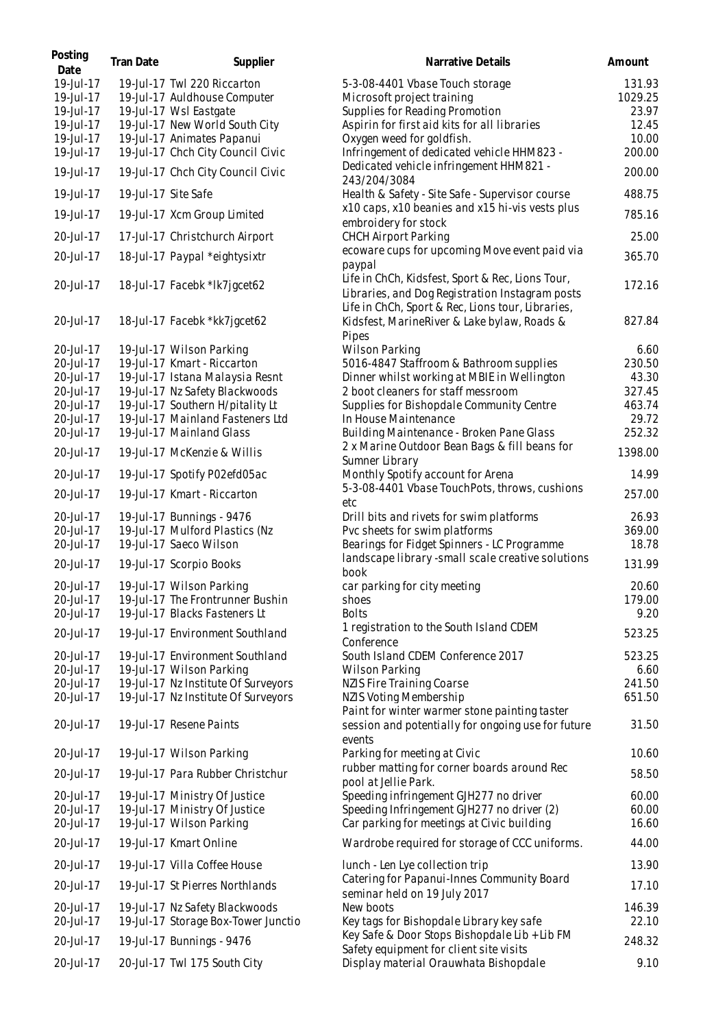| Posting Date | Tran Date | Supplier | Narrative Details | Amount |
|---|---|---|---|---|
| 19-Jul-17 | 19-Jul-17 | Twl 220 Riccarton | 5-3-08-4401 Vbase Touch storage | 131.93 |
| 19-Jul-17 | 19-Jul-17 | Auldhouse Computer | Microsoft project training | 1029.25 |
| 19-Jul-17 | 19-Jul-17 | Wsl Eastgate | Supplies for Reading Promotion | 23.97 |
| 19-Jul-17 | 19-Jul-17 | New World South City | Aspirin for first aid kits for all libraries | 12.45 |
| 19-Jul-17 | 19-Jul-17 | Animates Papanui | Oxygen weed for goldfish. | 10.00 |
| 19-Jul-17 | 19-Jul-17 | Chch City Council Civic | Infringement of dedicated vehicle HHM823 - | 200.00 |
| 19-Jul-17 | 19-Jul-17 | Chch City Council Civic | Dedicated vehicle infringement HHM821 - 243/204/3084 | 200.00 |
| 19-Jul-17 | 19-Jul-17 | Site Safe | Health & Safety - Site Safe - Supervisor course | 488.75 |
| 19-Jul-17 | 19-Jul-17 | Xcm Group Limited | x10 caps, x10 beanies and x15 hi-vis vests plus embroidery for stock | 785.16 |
| 20-Jul-17 | 17-Jul-17 | Christchurch Airport | CHCH Airport Parking | 25.00 |
| 20-Jul-17 | 18-Jul-17 | Paypal *eightysixtr | ecoware cups for upcoming Move event paid via paypal | 365.70 |
| 20-Jul-17 | 18-Jul-17 | Facebk *lk7jgcet62 | Life in ChCh, Kidsfest, Sport & Rec, Lions Tour, Libraries, and Dog Registration Instagram posts | 172.16 |
| 20-Jul-17 | 18-Jul-17 | Facebk *kk7jgcet62 | Life in ChCh, Sport & Rec, Lions tour, Libraries, Kidsfest, MarineRiver & Lake bylaw, Roads & Pipes | 827.84 |
| 20-Jul-17 | 19-Jul-17 | Wilson Parking | Wilson Parking | 6.60 |
| 20-Jul-17 | 19-Jul-17 | Kmart - Riccarton | 5016-4847 Staffroom & Bathroom supplies | 230.50 |
| 20-Jul-17 | 19-Jul-17 | Istana Malaysia Resnt | Dinner whilst working at MBIE in Wellington | 43.30 |
| 20-Jul-17 | 19-Jul-17 | Nz Safety Blackwoods | 2 boot cleaners for staff messroom | 327.45 |
| 20-Jul-17 | 19-Jul-17 | Southern H/pitality Lt | Supplies for Bishopdale Community Centre | 463.74 |
| 20-Jul-17 | 19-Jul-17 | Mainland Fasteners Ltd | In House Maintenance | 29.72 |
| 20-Jul-17 | 19-Jul-17 | Mainland Glass | Building Maintenance - Broken Pane Glass | 252.32 |
| 20-Jul-17 | 19-Jul-17 | McKenzie & Willis | 2 x Marine Outdoor Bean Bags & fill beans for Sumner Library | 1398.00 |
| 20-Jul-17 | 19-Jul-17 | Spotify P02efd05ac | Monthly Spotify account for Arena | 14.99 |
| 20-Jul-17 | 19-Jul-17 | Kmart - Riccarton | 5-3-08-4401 Vbase TouchPots, throws, cushions etc | 257.00 |
| 20-Jul-17 | 19-Jul-17 | Bunnings - 9476 | Drill bits and rivets for swim platforms | 26.93 |
| 20-Jul-17 | 19-Jul-17 | Mulford Plastics (Nz | Pvc sheets for swim platforms | 369.00 |
| 20-Jul-17 | 19-Jul-17 | Saeco Wilson | Bearings for Fidget Spinners - LC Programme | 18.78 |
| 20-Jul-17 | 19-Jul-17 | Scorpio Books | landscape library -small scale creative solutions book | 131.99 |
| 20-Jul-17 | 19-Jul-17 | Wilson Parking | car parking for city meeting | 20.60 |
| 20-Jul-17 | 19-Jul-17 | The Frontrunner Bushin | shoes | 179.00 |
| 20-Jul-17 | 19-Jul-17 | Blacks Fasteners Lt | Bolts | 9.20 |
| 20-Jul-17 | 19-Jul-17 | Environment Southland | 1 registration to the South Island CDEM Conference | 523.25 |
| 20-Jul-17 | 19-Jul-17 | Environment Southland | South Island CDEM Conference 2017 | 523.25 |
| 20-Jul-17 | 19-Jul-17 | Wilson Parking | Wilson Parking | 6.60 |
| 20-Jul-17 | 19-Jul-17 | Nz Institute Of Surveyors | NZIS Fire Training Coarse | 241.50 |
| 20-Jul-17 | 19-Jul-17 | Nz Institute Of Surveyors | NZIS Voting Membership | 651.50 |
| 20-Jul-17 | 19-Jul-17 | Resene Paints | Paint for winter warmer stone painting taster session and potentially for ongoing use for future events | 31.50 |
| 20-Jul-17 | 19-Jul-17 | Wilson Parking | Parking for meeting at Civic | 10.60 |
| 20-Jul-17 | 19-Jul-17 | Para Rubber Christchur | rubber matting for corner boards around Rec pool at Jellie Park. | 58.50 |
| 20-Jul-17 | 19-Jul-17 | Ministry Of Justice | Speeding infringement GJH277 no driver | 60.00 |
| 20-Jul-17 | 19-Jul-17 | Ministry Of Justice | Speeding Infringement GJH277 no driver (2) | 60.00 |
| 20-Jul-17 | 19-Jul-17 | Wilson Parking | Car parking for meetings at Civic building | 16.60 |
| 20-Jul-17 | 19-Jul-17 | Kmart Online | Wardrobe required for storage of CCC uniforms. | 44.00 |
| 20-Jul-17 | 19-Jul-17 | Villa Coffee House | lunch - Len Lye collection trip | 13.90 |
| 20-Jul-17 | 19-Jul-17 | St Pierres Northlands | Catering for Papanui-Innes Community Board seminar held on 19 July 2017 | 17.10 |
| 20-Jul-17 | 19-Jul-17 | Nz Safety Blackwoods | New boots | 146.39 |
| 20-Jul-17 | 19-Jul-17 | Storage Box-Tower Junctio | Key tags for Bishopdale Library key safe | 22.10 |
| 20-Jul-17 | 19-Jul-17 | Bunnings - 9476 | Key Safe & Door Stops Bishopdale Lib + Lib FM Safety equipment for client site visits | 248.32 |
| 20-Jul-17 | 20-Jul-17 | Twl 175 South City | Display material Orauwhata Bishopdale | 9.10 |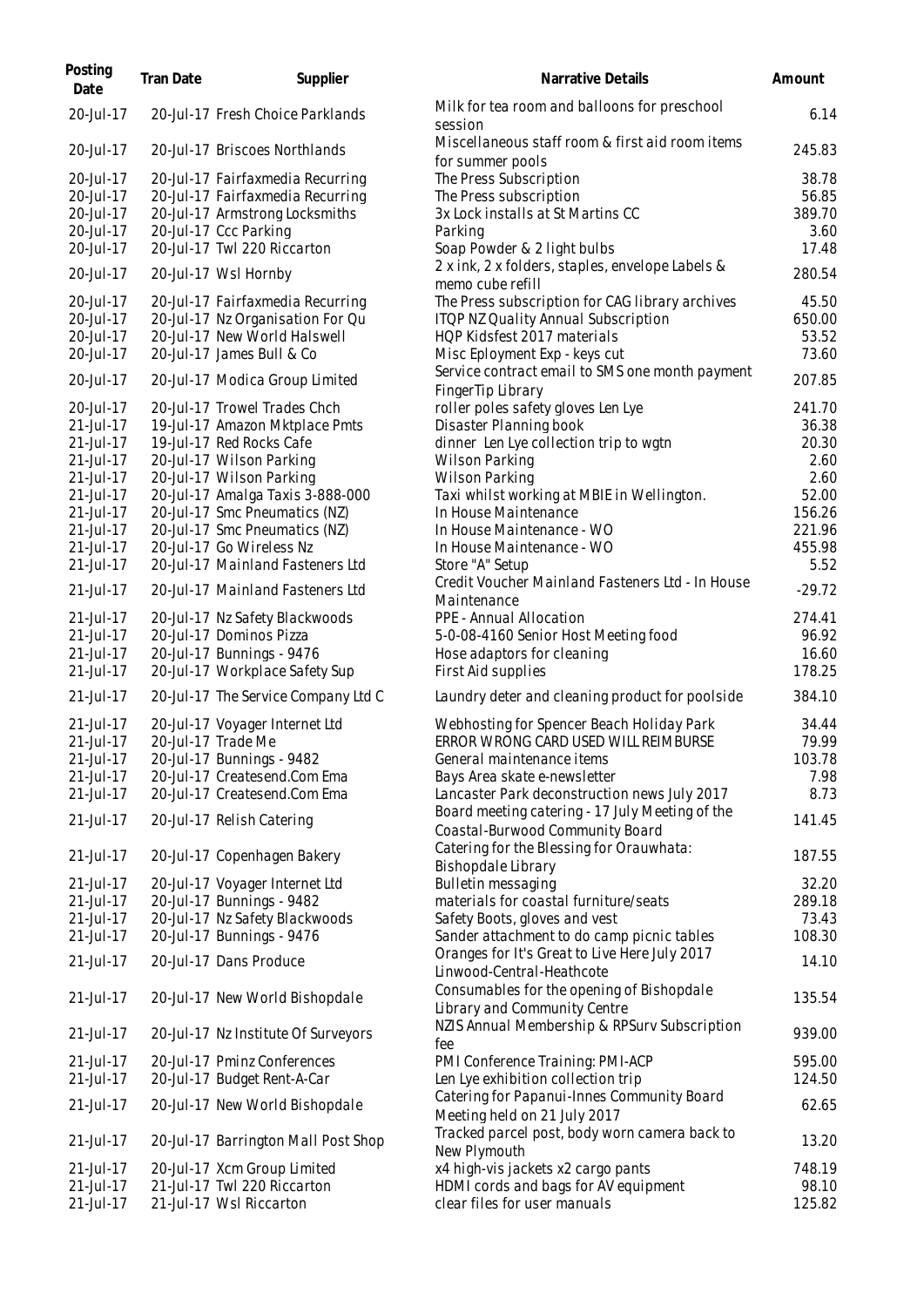| Posting Date | Tran Date | Supplier | Narrative Details | Amount |
|---|---|---|---|---|
| 20-Jul-17 | 20-Jul-17 | Fresh Choice Parklands | Milk for tea room and balloons for preschool session | 6.14 |
| 20-Jul-17 | 20-Jul-17 | Briscoes Northlands | Miscellaneous staff room & first aid room items for summer pools | 245.83 |
| 20-Jul-17 | 20-Jul-17 | Fairfaxmedia Recurring | The Press Subscription | 38.78 |
| 20-Jul-17 | 20-Jul-17 | Fairfaxmedia Recurring | The Press subscription | 56.85 |
| 20-Jul-17 | 20-Jul-17 | Armstrong Locksmiths | 3x Lock installs at St Martins CC | 389.70 |
| 20-Jul-17 | 20-Jul-17 | Ccc Parking | Parking | 3.60 |
| 20-Jul-17 | 20-Jul-17 | Twl 220 Riccarton | Soap Powder & 2 light bulbs | 17.48 |
| 20-Jul-17 | 20-Jul-17 | Wsl Hornby | 2 x ink, 2 x folders, staples, envelope Labels & memo cube refill | 280.54 |
| 20-Jul-17 | 20-Jul-17 | Fairfaxmedia Recurring | The Press subscription for CAG library archives | 45.50 |
| 20-Jul-17 | 20-Jul-17 | Nz Organisation For Qu | ITQP NZ Quality Annual Subscription | 650.00 |
| 20-Jul-17 | 20-Jul-17 | New World Halswell | HQP Kidsfest 2017 materials | 53.52 |
| 20-Jul-17 | 20-Jul-17 | James Bull & Co | Misc Eployment Exp - keys cut | 73.60 |
| 20-Jul-17 | 20-Jul-17 | Modica Group Limited | Service contract email to SMS one month payment FingerTip Library | 207.85 |
| 20-Jul-17 | 20-Jul-17 | Trowel Trades Chch | roller poles safety gloves Len Lye | 241.70 |
| 21-Jul-17 | 19-Jul-17 | Amazon Mktplace Pmts | Disaster Planning book | 36.38 |
| 21-Jul-17 | 19-Jul-17 | Red Rocks Cafe | dinner Len Lye collection trip to wgtn | 20.30 |
| 21-Jul-17 | 20-Jul-17 | Wilson Parking | Wilson Parking | 2.60 |
| 21-Jul-17 | 20-Jul-17 | Wilson Parking | Wilson Parking | 2.60 |
| 21-Jul-17 | 20-Jul-17 | Amalga Taxis 3-888-000 | Taxi whilst working at MBIE in Wellington. | 52.00 |
| 21-Jul-17 | 20-Jul-17 | Smc Pneumatics (NZ) | In House Maintenance | 156.26 |
| 21-Jul-17 | 20-Jul-17 | Smc Pneumatics (NZ) | In House Maintenance - WO | 221.96 |
| 21-Jul-17 | 20-Jul-17 | Go Wireless Nz | In House Maintenance - WO | 455.98 |
| 21-Jul-17 | 20-Jul-17 | Mainland Fasteners Ltd | Store "A" Setup | 5.52 |
| 21-Jul-17 | 20-Jul-17 | Mainland Fasteners Ltd | Credit Voucher Mainland Fasteners Ltd - In House Maintenance | -29.72 |
| 21-Jul-17 | 20-Jul-17 | Nz Safety Blackwoods | PPE - Annual Allocation | 274.41 |
| 21-Jul-17 | 20-Jul-17 | Dominos Pizza | 5-0-08-4160 Senior Host Meeting food | 96.92 |
| 21-Jul-17 | 20-Jul-17 | Bunnings - 9476 | Hose adaptors for cleaning | 16.60 |
| 21-Jul-17 | 20-Jul-17 | Workplace Safety Sup | First Aid supplies | 178.25 |
| 21-Jul-17 | 20-Jul-17 | The Service Company Ltd C | Laundry deter and cleaning product for poolside | 384.10 |
| 21-Jul-17 | 20-Jul-17 | Voyager Internet Ltd | Webhosting for Spencer Beach Holiday Park | 34.44 |
| 21-Jul-17 | 20-Jul-17 | Trade Me | ERROR WRONG CARD USED WILL REIMBURSE | 79.99 |
| 21-Jul-17 | 20-Jul-17 | Bunnings - 9482 | General maintenance items | 103.78 |
| 21-Jul-17 | 20-Jul-17 | Createsend.Com Ema | Bays Area skate e-newsletter | 7.98 |
| 21-Jul-17 | 20-Jul-17 | Createsend.Com Ema | Lancaster Park deconstruction news July 2017 | 8.73 |
| 21-Jul-17 | 20-Jul-17 | Relish Catering | Board meeting catering - 17 July Meeting of the Coastal-Burwood Community Board | 141.45 |
| 21-Jul-17 | 20-Jul-17 | Copenhagen Bakery | Catering for the Blessing for Orauwhata: Bishopdale Library | 187.55 |
| 21-Jul-17 | 20-Jul-17 | Voyager Internet Ltd | Bulletin messaging | 32.20 |
| 21-Jul-17 | 20-Jul-17 | Bunnings - 9482 | materials for coastal furniture/seats | 289.18 |
| 21-Jul-17 | 20-Jul-17 | Nz Safety Blackwoods | Safety Boots, gloves and vest | 73.43 |
| 21-Jul-17 | 20-Jul-17 | Bunnings - 9476 | Sander attachment to do camp picnic tables | 108.30 |
| 21-Jul-17 | 20-Jul-17 | Dans Produce | Oranges for It's Great to Live Here July 2017 Linwood-Central-Heathcote | 14.10 |
| 21-Jul-17 | 20-Jul-17 | New World Bishopdale | Consumables for the opening of Bishopdale Library and Community Centre | 135.54 |
| 21-Jul-17 | 20-Jul-17 | Nz Institute Of Surveyors | NZIS Annual Membership & RPSurv Subscription fee | 939.00 |
| 21-Jul-17 | 20-Jul-17 | Pminz Conferences | PMI Conference Training: PMI-ACP | 595.00 |
| 21-Jul-17 | 20-Jul-17 | Budget Rent-A-Car | Len Lye exhibition collection trip | 124.50 |
| 21-Jul-17 | 20-Jul-17 | New World Bishopdale | Catering for Papanui-Innes Community Board Meeting held on 21 July 2017 | 62.65 |
| 21-Jul-17 | 20-Jul-17 | Barrington Mall Post Shop | Tracked parcel post, body worn camera back to New Plymouth | 13.20 |
| 21-Jul-17 | 20-Jul-17 | Xcm Group Limited | x4 high-vis jackets x2 cargo pants | 748.19 |
| 21-Jul-17 | 21-Jul-17 | Twl 220 Riccarton | HDMI cords and bags for AV equipment | 98.10 |
| 21-Jul-17 | 21-Jul-17 | Wsl Riccarton | clear files for user manuals | 125.82 |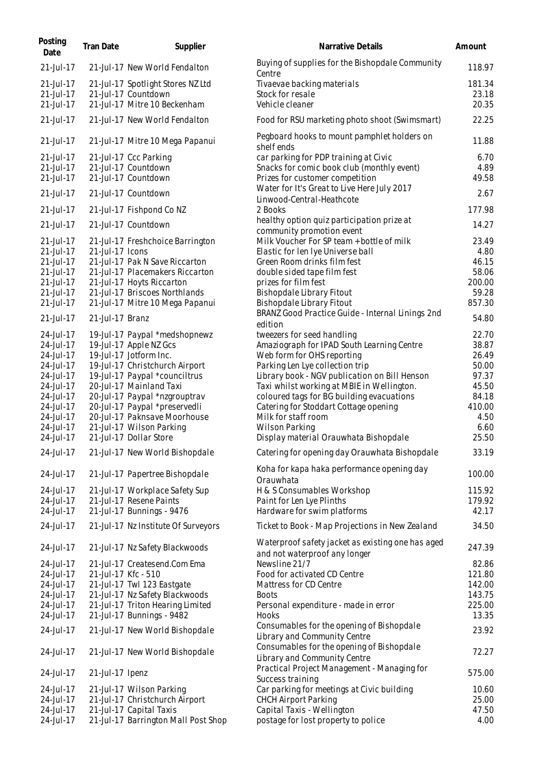| Posting Date | Tran Date | Supplier | Narrative Details | Amount |
|---|---|---|---|---|
| 21-Jul-17 | 21-Jul-17 | New World Fendalton | Buying of supplies for the Bishopdale Community Centre | 118.97 |
| 21-Jul-17 | 21-Jul-17 | Spotlight Stores NZ Ltd | Tivaevae backing materials | 181.34 |
| 21-Jul-17 | 21-Jul-17 | Countdown | Stock for resale | 23.18 |
| 21-Jul-17 | 21-Jul-17 | Mitre 10 Beckenham | Vehicle cleaner | 20.35 |
| 21-Jul-17 | 21-Jul-17 | New World Fendalton | Food for RSU marketing photo shoot (Swimsmart) | 22.25 |
| 21-Jul-17 | 21-Jul-17 | Mitre 10 Mega Papanui | Pegboard hooks to mount pamphlet holders on shelf ends | 11.88 |
| 21-Jul-17 | 21-Jul-17 | Ccc Parking | car parking for PDP training at Civic | 6.70 |
| 21-Jul-17 | 21-Jul-17 | Countdown | Snacks for comic book club (monthly event) | 4.89 |
| 21-Jul-17 | 21-Jul-17 | Countdown | Prizes for customer competition | 49.58 |
| 21-Jul-17 | 21-Jul-17 | Countdown | Water for It's Great to Live Here July 2017 Linwood-Central-Heathcote | 2.67 |
| 21-Jul-17 | 21-Jul-17 | Fishpond Co NZ | 2 Books | 177.98 |
| 21-Jul-17 | 21-Jul-17 | Countdown | healthy option quiz participation prize at community promotion event | 14.27 |
| 21-Jul-17 | 21-Jul-17 | Freshchoice Barrington | Milk Voucher For SP team + bottle of milk | 23.49 |
| 21-Jul-17 | 21-Jul-17 | Icons | Elastic for len lye Universe ball | 4.80 |
| 21-Jul-17 | 21-Jul-17 | Pak N Save Riccarton | Green Room drinks film fest | 46.15 |
| 21-Jul-17 | 21-Jul-17 | Placemakers Riccarton | double sided tape film fest | 58.06 |
| 21-Jul-17 | 21-Jul-17 | Hoyts Riccarton | prizes for film fest | 200.00 |
| 21-Jul-17 | 21-Jul-17 | Briscoes Northlands | Bishopdale Library Fitout | 59.28 |
| 21-Jul-17 | 21-Jul-17 | Mitre 10 Mega Papanui | Bishopdale Library Fitout | 857.30 |
| 21-Jul-17 | 21-Jul-17 | Branz | BRANZ Good Practice Guide - Internal Linings 2nd edition | 54.80 |
| 24-Jul-17 | 19-Jul-17 | Paypal *medshopnewz | tweezers for seed handling | 22.70 |
| 24-Jul-17 | 19-Jul-17 | Apple NZ Gcs | Amaziograph for IPAD South Learning Centre | 38.87 |
| 24-Jul-17 | 19-Jul-17 | Jotform Inc. | Web form for OHS reporting | 26.49 |
| 24-Jul-17 | 19-Jul-17 | Christchurch Airport | Parking Len Lye collection trip | 50.00 |
| 24-Jul-17 | 19-Jul-17 | Paypal *counciltrus | Library book - NGV publication on Bill Henson | 97.37 |
| 24-Jul-17 | 20-Jul-17 | Mainland Taxi | Taxi whilst working at MBIE in Wellington. | 45.50 |
| 24-Jul-17 | 20-Jul-17 | Paypal *nzgrouptrav | coloured tags for BG building evacuations | 84.18 |
| 24-Jul-17 | 20-Jul-17 | Paypal *preservedli | Catering for Stoddart Cottage opening | 410.00 |
| 24-Jul-17 | 20-Jul-17 | Paknsave Moorhouse | Milk for staff room | 4.50 |
| 24-Jul-17 | 21-Jul-17 | Wilson Parking | Wilson Parking | 6.60 |
| 24-Jul-17 | 21-Jul-17 | Dollar Store | Display material Orauwhata Bishopdale | 25.50 |
| 24-Jul-17 | 21-Jul-17 | New World Bishopdale | Catering for opening day Orauwhata Bishopdale | 33.19 |
| 24-Jul-17 | 21-Jul-17 | Papertree Bishopdale | Koha for kapa haka performance opening day Orauwhata | 100.00 |
| 24-Jul-17 | 21-Jul-17 | Workplace Safety Sup | H & S Consumables Workshop | 115.92 |
| 24-Jul-17 | 21-Jul-17 | Resene Paints | Paint for Len Lye Plinths | 179.92 |
| 24-Jul-17 | 21-Jul-17 | Bunnings - 9476 | Hardware for swim platforms | 42.17 |
| 24-Jul-17 | 21-Jul-17 | Nz Institute Of Surveyors | Ticket to Book - Map Projections in New Zealand | 34.50 |
| 24-Jul-17 | 21-Jul-17 | Nz Safety Blackwoods | Waterproof safety jacket as existing one has aged and not waterproof any longer | 247.39 |
| 24-Jul-17 | 21-Jul-17 | Createsend.Com Ema | Newsline 21/7 | 82.86 |
| 24-Jul-17 | 21-Jul-17 | Kfc - 510 | Food for activated CD Centre | 121.80 |
| 24-Jul-17 | 21-Jul-17 | Twl 123 Eastgate | Mattress for CD Centre | 142.00 |
| 24-Jul-17 | 21-Jul-17 | Nz Safety Blackwoods | Boots | 143.75 |
| 24-Jul-17 | 21-Jul-17 | Triton Hearing Limited | Personal expenditure - made in error | 225.00 |
| 24-Jul-17 | 21-Jul-17 | Bunnings - 9482 | Hooks | 13.35 |
| 24-Jul-17 | 21-Jul-17 | New World Bishopdale | Consumables for the opening of Bishopdale Library and Community Centre | 23.92 |
| 24-Jul-17 | 21-Jul-17 | New World Bishopdale | Consumables for the opening of Bishopdale Library and Community Centre | 72.27 |
| 24-Jul-17 | 21-Jul-17 | Ipenz | Practical Project Management - Managing for Success training | 575.00 |
| 24-Jul-17 | 21-Jul-17 | Wilson Parking | Car parking for meetings at Civic building | 10.60 |
| 24-Jul-17 | 21-Jul-17 | Christchurch Airport | CHCH Airport Parking | 25.00 |
| 24-Jul-17 | 21-Jul-17 | Capital Taxis | Capital Taxis - Wellington | 47.50 |
| 24-Jul-17 | 21-Jul-17 | Barrington Mall Post Shop | postage for lost property to police | 4.00 |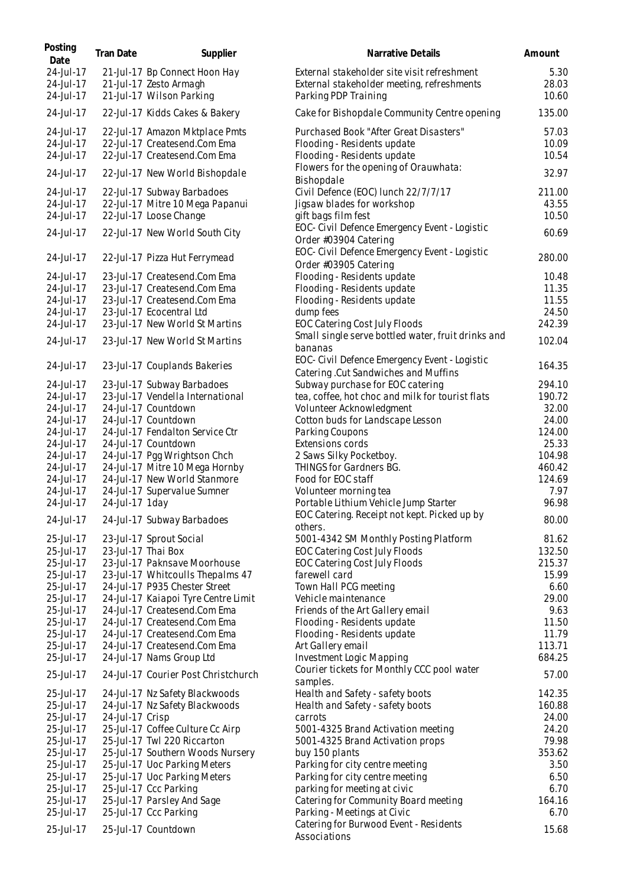| Posting Date | Tran Date | Supplier | Narrative Details | Amount |
|---|---|---|---|---|
| 24-Jul-17 | 21-Jul-17 | Bp Connect Hoon Hay | External stakeholder site visit refreshment | 5.30 |
| 24-Jul-17 | 21-Jul-17 | Zesto Armagh | External stakeholder meeting, refreshments | 28.03 |
| 24-Jul-17 | 21-Jul-17 | Wilson Parking | Parking PDP Training | 10.60 |
| 24-Jul-17 | 22-Jul-17 | Kidds Cakes & Bakery | Cake for Bishopdale Community Centre opening | 135.00 |
| 24-Jul-17 | 22-Jul-17 | Amazon Mktplace Pmts | Purchased Book "After Great Disasters" | 57.03 |
| 24-Jul-17 | 22-Jul-17 | Createsend.Com Ema | Flooding - Residents update | 10.09 |
| 24-Jul-17 | 22-Jul-17 | Createsend.Com Ema | Flooding - Residents update | 10.54 |
| 24-Jul-17 | 22-Jul-17 | New World Bishopdale | Flowers for the opening of Orauwhata: Bishopdale | 32.97 |
| 24-Jul-17 | 22-Jul-17 | Subway Barbadoes | Civil Defence (EOC) lunch 22/7/7/17 | 211.00 |
| 24-Jul-17 | 22-Jul-17 | Mitre 10 Mega Papanui | Jigsaw blades for workshop | 43.55 |
| 24-Jul-17 | 22-Jul-17 | Loose Change | gift bags film fest | 10.50 |
| 24-Jul-17 | 22-Jul-17 | New World South City | EOC- Civil Defence Emergency Event - Logistic Order #03904 Catering | 60.69 |
| 24-Jul-17 | 22-Jul-17 | Pizza Hut Ferrymead | EOC- Civil Defence Emergency Event - Logistic Order #03905 Catering | 280.00 |
| 24-Jul-17 | 23-Jul-17 | Createsend.Com Ema | Flooding - Residents update | 10.48 |
| 24-Jul-17 | 23-Jul-17 | Createsend.Com Ema | Flooding - Residents update | 11.35 |
| 24-Jul-17 | 23-Jul-17 | Createsend.Com Ema | Flooding - Residents update | 11.55 |
| 24-Jul-17 | 23-Jul-17 | Ecocentral Ltd | dump fees | 24.50 |
| 24-Jul-17 | 23-Jul-17 | New World St Martins | EOC Catering Cost July Floods | 242.39 |
| 24-Jul-17 | 23-Jul-17 | New World St Martins | Small single serve bottled water, fruit drinks and bananas | 102.04 |
| 24-Jul-17 | 23-Jul-17 | Couplands Bakeries | EOC- Civil Defence Emergency Event - Logistic Catering .Cut Sandwiches and Muffins | 164.35 |
| 24-Jul-17 | 23-Jul-17 | Subway Barbadoes | Subway purchase for EOC catering | 294.10 |
| 24-Jul-17 | 23-Jul-17 | Vendella International | tea, coffee, hot choc and milk for tourist flats | 190.72 |
| 24-Jul-17 | 24-Jul-17 | Countdown | Volunteer Acknowledgment | 32.00 |
| 24-Jul-17 | 24-Jul-17 | Countdown | Cotton buds for Landscape Lesson | 24.00 |
| 24-Jul-17 | 24-Jul-17 | Fendalton Service Ctr | Parking Coupons | 124.00 |
| 24-Jul-17 | 24-Jul-17 | Countdown | Extensions cords | 25.33 |
| 24-Jul-17 | 24-Jul-17 | Pgg Wrightson Chch | 2 Saws Silky Pocketboy. | 104.98 |
| 24-Jul-17 | 24-Jul-17 | Mitre 10 Mega Hornby | THINGS for Gardners BG. | 460.42 |
| 24-Jul-17 | 24-Jul-17 | New World Stanmore | Food for EOC staff | 124.69 |
| 24-Jul-17 | 24-Jul-17 | Supervalue Sumner | Volunteer morning tea | 7.97 |
| 24-Jul-17 | 24-Jul-17 | 1day | Portable Lithium Vehicle Jump Starter | 96.98 |
| 24-Jul-17 | 24-Jul-17 | Subway Barbadoes | EOC Catering. Receipt not kept. Picked up by others. | 80.00 |
| 25-Jul-17 | 23-Jul-17 | Sprout Social | 5001-4342 SM Monthly Posting Platform | 81.62 |
| 25-Jul-17 | 23-Jul-17 | Thai Box | EOC Catering Cost July Floods | 132.50 |
| 25-Jul-17 | 23-Jul-17 | Paknsave Moorhouse | EOC Catering Cost July Floods | 215.37 |
| 25-Jul-17 | 23-Jul-17 | Whitcoulls Thepalms 47 | farewell card | 15.99 |
| 25-Jul-17 | 24-Jul-17 | P935 Chester Street | Town Hall PCG meeting | 6.60 |
| 25-Jul-17 | 24-Jul-17 | Kaiapoi Tyre Centre Limit | Vehicle maintenance | 29.00 |
| 25-Jul-17 | 24-Jul-17 | Createsend.Com Ema | Friends of the Art Gallery email | 9.63 |
| 25-Jul-17 | 24-Jul-17 | Createsend.Com Ema | Flooding - Residents update | 11.50 |
| 25-Jul-17 | 24-Jul-17 | Createsend.Com Ema | Flooding - Residents update | 11.79 |
| 25-Jul-17 | 24-Jul-17 | Createsend.Com Ema | Art Gallery email | 113.71 |
| 25-Jul-17 | 24-Jul-17 | Nams Group Ltd | Investment Logic Mapping | 684.25 |
| 25-Jul-17 | 24-Jul-17 | Courier Post Christchurch | Courier tickets for Monthly CCC pool water samples. | 57.00 |
| 25-Jul-17 | 24-Jul-17 | Nz Safety Blackwoods | Health and Safety - safety boots | 142.35 |
| 25-Jul-17 | 24-Jul-17 | Nz Safety Blackwoods | Health and Safety - safety boots | 160.88 |
| 25-Jul-17 | 24-Jul-17 | Crisp | carrots | 24.00 |
| 25-Jul-17 | 25-Jul-17 | Coffee Culture Cc Airp | 5001-4325 Brand Activation meeting | 24.20 |
| 25-Jul-17 | 25-Jul-17 | Twl 220 Riccarton | 5001-4325 Brand Activation props | 79.98 |
| 25-Jul-17 | 25-Jul-17 | Southern Woods Nursery | buy 150 plants | 353.62 |
| 25-Jul-17 | 25-Jul-17 | Uoc Parking Meters | Parking for city centre meeting | 3.50 |
| 25-Jul-17 | 25-Jul-17 | Uoc Parking Meters | Parking for city centre meeting | 6.50 |
| 25-Jul-17 | 25-Jul-17 | Ccc Parking | parking for meeting at civic | 6.70 |
| 25-Jul-17 | 25-Jul-17 | Parsley And Sage | Catering for Community Board meeting | 164.16 |
| 25-Jul-17 | 25-Jul-17 | Ccc Parking | Parking - Meetings at Civic | 6.70 |
| 25-Jul-17 | 25-Jul-17 | Countdown | Catering for Burwood Event - Residents Associations | 15.68 |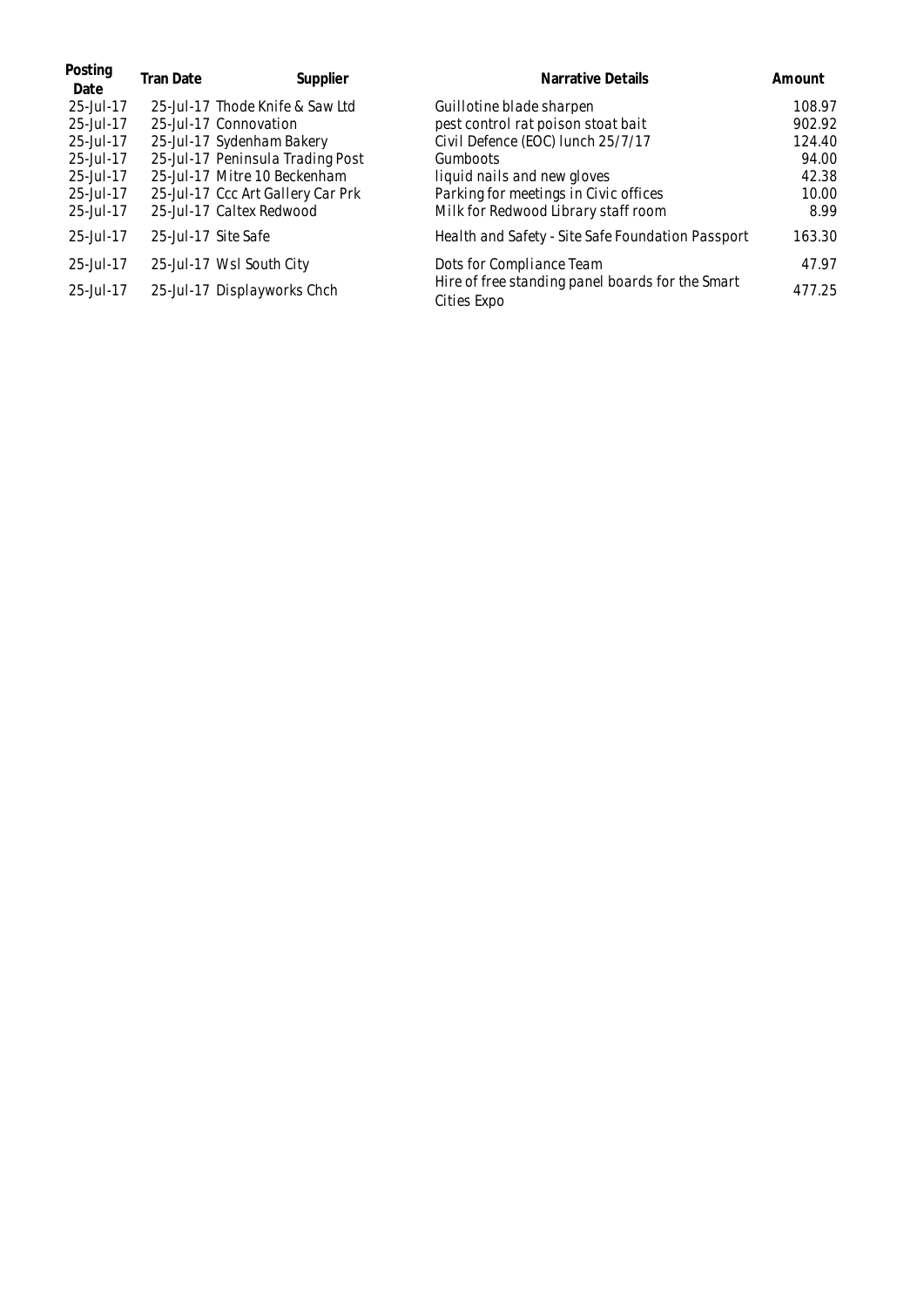| Posting Date | Tran Date | Supplier | Narrative Details | Amount |
|---|---|---|---|---|
| 25-Jul-17 | 25-Jul-17 | Thode Knife & Saw Ltd | Guillotine blade sharpen | 108.97 |
| 25-Jul-17 | 25-Jul-17 | Connovation | pest control rat poison stoat bait | 902.92 |
| 25-Jul-17 | 25-Jul-17 | Sydenham Bakery | Civil Defence (EOC) lunch 25/7/17 | 124.40 |
| 25-Jul-17 | 25-Jul-17 | Peninsula Trading Post | Gumboots | 94.00 |
| 25-Jul-17 | 25-Jul-17 | Mitre 10 Beckenham | liquid nails and new gloves | 42.38 |
| 25-Jul-17 | 25-Jul-17 | Ccc Art Gallery Car Prk | Parking for meetings in Civic offices | 10.00 |
| 25-Jul-17 | 25-Jul-17 | Caltex Redwood | Milk for Redwood Library staff room | 8.99 |
| 25-Jul-17 | 25-Jul-17 | Site Safe | Health and Safety - Site Safe Foundation Passport | 163.30 |
| 25-Jul-17 | 25-Jul-17 | Wsl South City | Dots for Compliance Team | 47.97 |
| 25-Jul-17 | 25-Jul-17 | Displayworks Chch | Hire of free standing panel boards for the Smart Cities Expo | 477.25 |